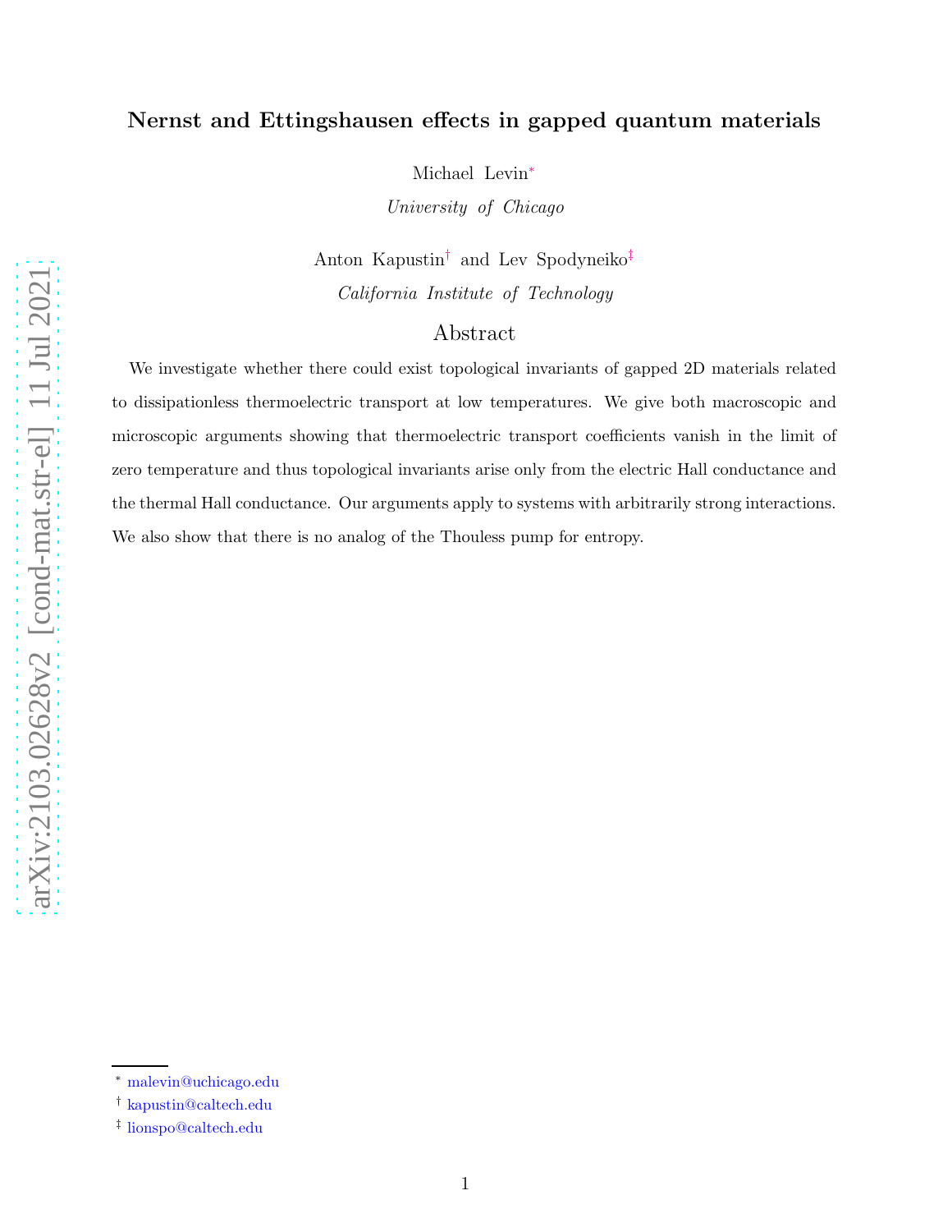# Nernst and Ettingshausen effects in gapped quantum materials

Michael Levin*

*University of Chicago*

Anton Kapustin† and Lev Spodyneiko‡

*California Institute of Technology*

## Abstract

We investigate whether there could exist topological invariants of gapped 2D materials related to dissipationless thermoelectric transport at low temperatures. We give both macroscopic and microscopic arguments showing that thermoelectric transport coefficients vanish in the limit of zero temperature and thus topological invariants arise only from the electric Hall conductance and the thermal Hall conductance. Our arguments apply to systems with arbitrarily strong interactions. We also show that there is no analog of the Thouless pump for entropy.

---

* malevin@uchicago.edu

† kapustin@caltech.edu

‡ lionspo@caltech.edu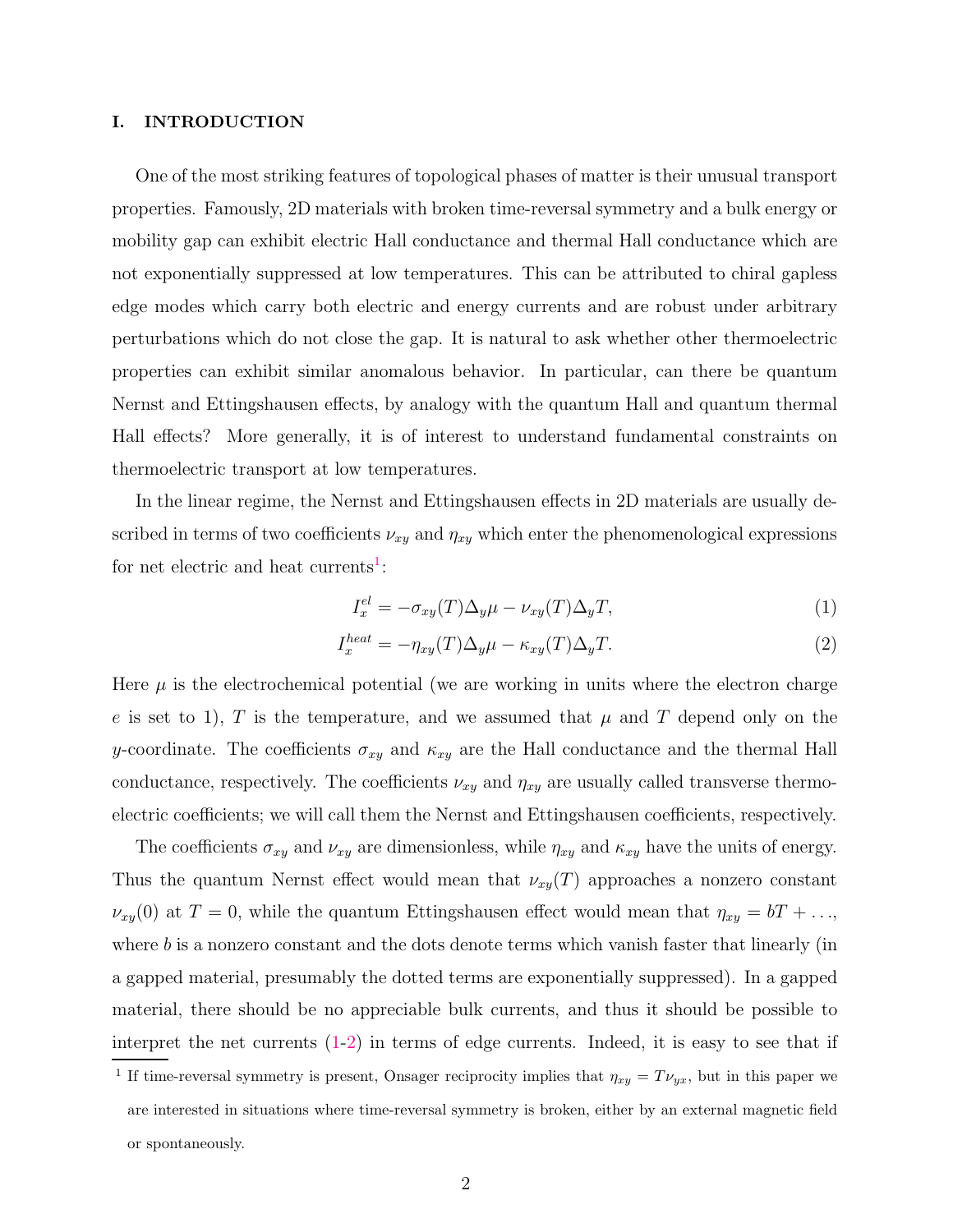## I. INTRODUCTION

One of the most striking features of topological phases of matter is their unusual transport properties. Famously, 2D materials with broken time-reversal symmetry and a bulk energy or mobility gap can exhibit electric Hall conductance and thermal Hall conductance which are not exponentially suppressed at low temperatures. This can be attributed to chiral gapless edge modes which carry both electric and energy currents and are robust under arbitrary perturbations which do not close the gap. It is natural to ask whether other thermoelectric properties can exhibit similar anomalous behavior. In particular, can there be quantum Nernst and Ettingshausen effects, by analogy with the quantum Hall and quantum thermal Hall effects? More generally, it is of interest to understand fundamental constraints on thermoelectric transport at low temperatures.

In the linear regime, the Nernst and Ettingshausen effects in 2D materials are usually described in terms of two coefficients $\nu_{xy}$ and $\eta_{xy}$ which enter the phenomenological expressions for net electric and heat currents[1]:

$$I_x^{el} = -\sigma_{xy}(T)\Delta_y\mu - \nu_{xy}(T)\Delta_y T, \tag{1}$$

$$I_x^{heat} = -\eta_{xy}(T)\Delta_y\mu - \kappa_{xy}(T)\Delta_y T. \tag{2}$$

Here $\mu$ is the electrochemical potential (we are working in units where the electron charge $e$ is set to 1), $T$ is the temperature, and we assumed that $\mu$ and $T$ depend only on the $y$-coordinate. The coefficients $\sigma_{xy}$ and $\kappa_{xy}$ are the Hall conductance and the thermal Hall conductance, respectively. The coefficients $\nu_{xy}$ and $\eta_{xy}$ are usually called transverse thermoelectric coefficients; we will call them the Nernst and Ettingshausen coefficients, respectively.

The coefficients $\sigma_{xy}$ and $\nu_{xy}$ are dimensionless, while $\eta_{xy}$ and $\kappa_{xy}$ have the units of energy. Thus the quantum Nernst effect would mean that $\nu_{xy}(T)$ approaches a nonzero constant $\nu_{xy}(0)$ at $T = 0$, while the quantum Ettingshausen effect would mean that $\eta_{xy} = bT + \ldots$, where $b$ is a nonzero constant and the dots denote terms which vanish faster that linearly (in a gapped material, presumably the dotted terms are exponentially suppressed). In a gapped material, there should be no appreciable bulk currents, and thus it should be possible to interpret the net currents (1-2) in terms of edge currents. Indeed, it is easy to see that if

[1] If time-reversal symmetry is present, Onsager reciprocity implies that $\eta_{xy} = T\nu_{yx}$, but in this paper we are interested in situations where time-reversal symmetry is broken, either by an external magnetic field or spontaneously.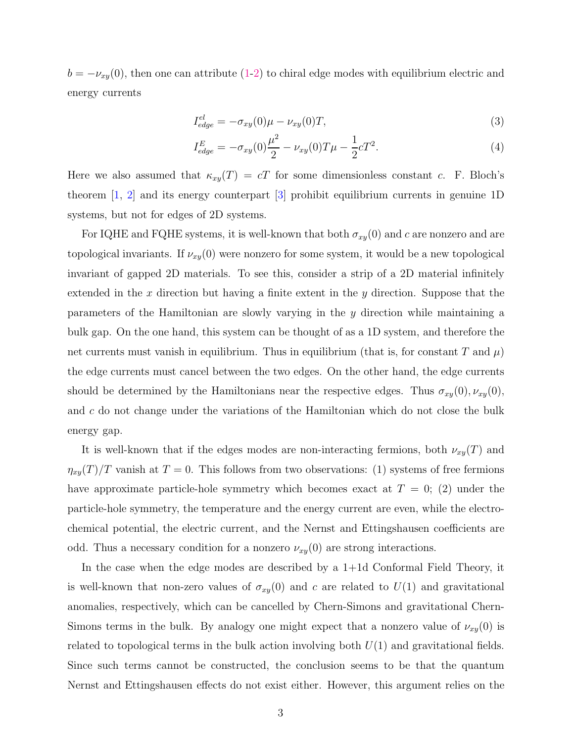$b = -\nu_{xy}(0)$, then one can attribute (1-2) to chiral edge modes with equilibrium electric and energy currents

$$I^{el}_{edge} = -\sigma_{xy}(0)\mu - \nu_{xy}(0)T, \tag{3}$$

$$I^{E}_{edge} = -\sigma_{xy}(0)\frac{\mu^2}{2} - \nu_{xy}(0)T\mu - \frac{1}{2}cT^2. \tag{4}$$

Here we also assumed that $\kappa_{xy}(T) = cT$ for some dimensionless constant $c$. F. Bloch's theorem [1, 2] and its energy counterpart [3] prohibit equilibrium currents in genuine 1D systems, but not for edges of 2D systems.

For IQHE and FQHE systems, it is well-known that both $\sigma_{xy}(0)$ and $c$ are nonzero and are topological invariants. If $\nu_{xy}(0)$ were nonzero for some system, it would be a new topological invariant of gapped 2D materials. To see this, consider a strip of a 2D material infinitely extended in the $x$ direction but having a finite extent in the $y$ direction. Suppose that the parameters of the Hamiltonian are slowly varying in the $y$ direction while maintaining a bulk gap. On the one hand, this system can be thought of as a 1D system, and therefore the net currents must vanish in equilibrium. Thus in equilibrium (that is, for constant $T$ and $\mu$) the edge currents must cancel between the two edges. On the other hand, the edge currents should be determined by the Hamiltonians near the respective edges. Thus $\sigma_{xy}(0), \nu_{xy}(0)$, and $c$ do not change under the variations of the Hamiltonian which do not close the bulk energy gap.

It is well-known that if the edges modes are non-interacting fermions, both $\nu_{xy}(T)$ and $\eta_{xy}(T)/T$ vanish at $T = 0$. This follows from two observations: (1) systems of free fermions have approximate particle-hole symmetry which becomes exact at $T = 0$; (2) under the particle-hole symmetry, the temperature and the energy current are even, while the electrochemical potential, the electric current, and the Nernst and Ettingshausen coefficients are odd. Thus a necessary condition for a nonzero $\nu_{xy}(0)$ are strong interactions.

In the case when the edge modes are described by a 1+1d Conformal Field Theory, it is well-known that non-zero values of $\sigma_{xy}(0)$ and $c$ are related to $U(1)$ and gravitational anomalies, respectively, which can be cancelled by Chern-Simons and gravitational Chern-Simons terms in the bulk. By analogy one might expect that a nonzero value of $\nu_{xy}(0)$ is related to topological terms in the bulk action involving both $U(1)$ and gravitational fields. Since such terms cannot be constructed, the conclusion seems to be that the quantum Nernst and Ettingshausen effects do not exist either. However, this argument relies on the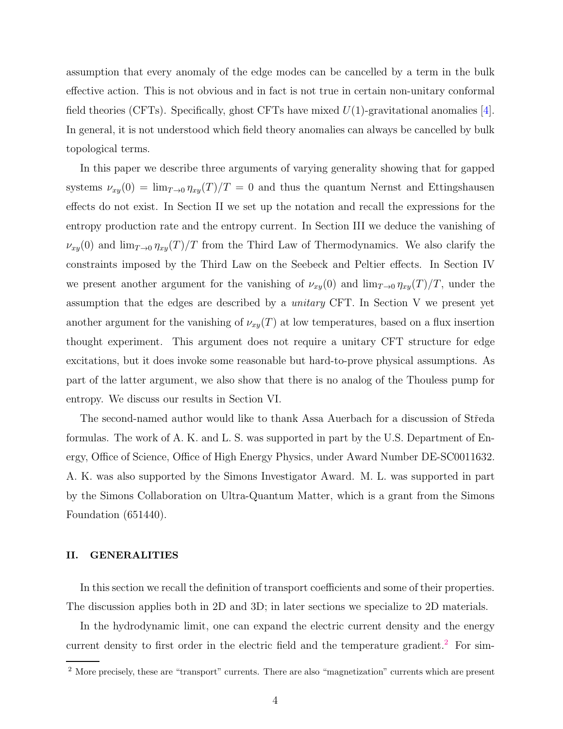assumption that every anomaly of the edge modes can be cancelled by a term in the bulk effective action. This is not obvious and in fact is not true in certain non-unitary conformal field theories (CFTs). Specifically, ghost CFTs have mixed $U(1)$-gravitational anomalies [4]. In general, it is not understood which field theory anomalies can always be cancelled by bulk topological terms.

In this paper we describe three arguments of varying generality showing that for gapped systems $\nu_{xy}(0) = \lim_{T\to 0} \eta_{xy}(T)/T = 0$ and thus the quantum Nernst and Ettingshausen effects do not exist. In Section II we set up the notation and recall the expressions for the entropy production rate and the entropy current. In Section III we deduce the vanishing of $\nu_{xy}(0)$ and $\lim_{T\to 0} \eta_{xy}(T)/T$ from the Third Law of Thermodynamics. We also clarify the constraints imposed by the Third Law on the Seebeck and Peltier effects. In Section IV we present another argument for the vanishing of $\nu_{xy}(0)$ and $\lim_{T\to 0} \eta_{xy}(T)/T$, under the assumption that the edges are described by a *unitary* CFT. In Section V we present yet another argument for the vanishing of $\nu_{xy}(T)$ at low temperatures, based on a flux insertion thought experiment. This argument does not require a unitary CFT structure for edge excitations, but it does invoke some reasonable but hard-to-prove physical assumptions. As part of the latter argument, we also show that there is no analog of the Thouless pump for entropy. We discuss our results in Section VI.

The second-named author would like to thank Assa Auerbach for a discussion of Středa formulas. The work of A. K. and L. S. was supported in part by the U.S. Department of Energy, Office of Science, Office of High Energy Physics, under Award Number DE-SC0011632. A. K. was also supported by the Simons Investigator Award. M. L. was supported in part by the Simons Collaboration on Ultra-Quantum Matter, which is a grant from the Simons Foundation (651440).

## II. GENERALITIES

In this section we recall the definition of transport coefficients and some of their properties. The discussion applies both in 2D and 3D; in later sections we specialize to 2D materials.

In the hydrodynamic limit, one can expand the electric current density and the energy current density to first order in the electric field and the temperature gradient.[2] For sim-

[2] More precisely, these are "transport" currents. There are also "magnetization" currents which are present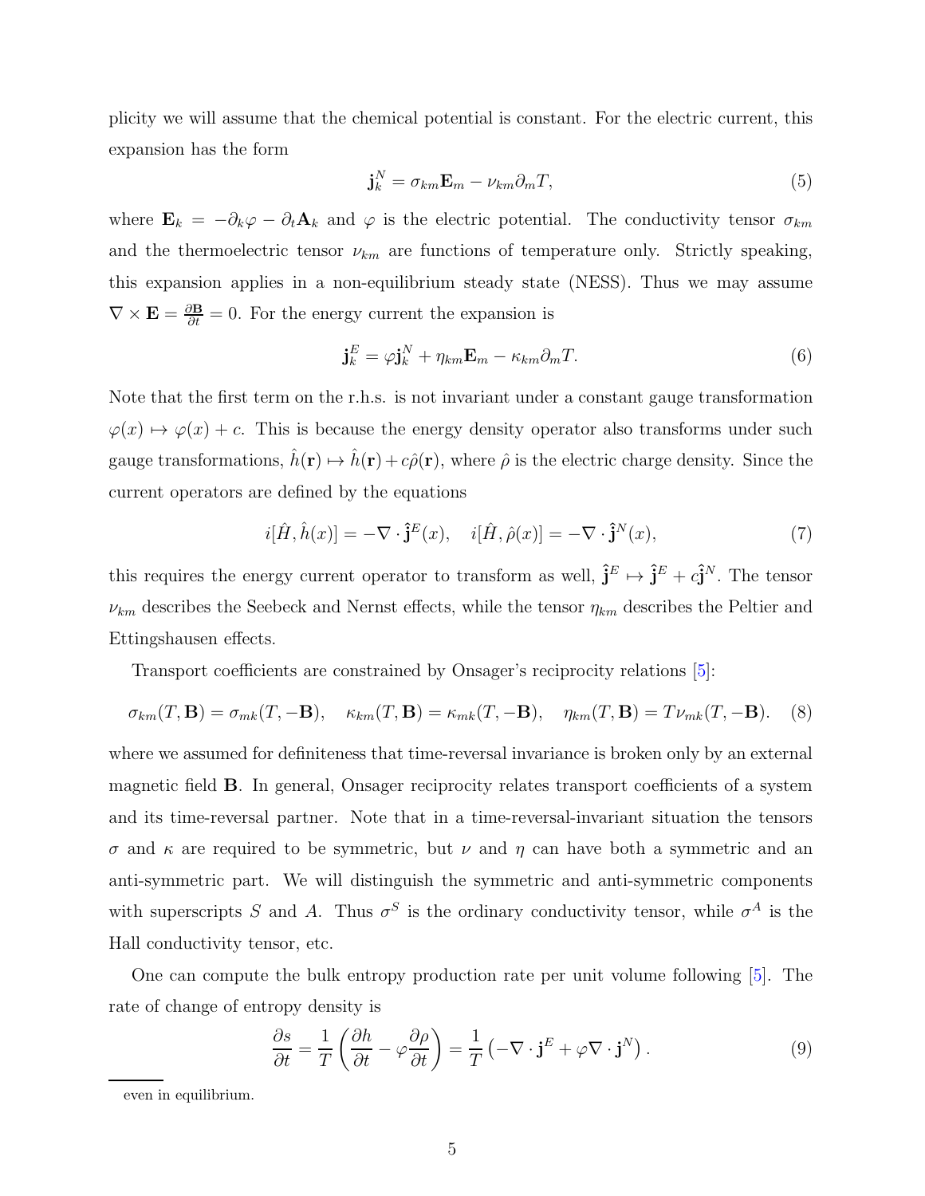plicity we will assume that the chemical potential is constant. For the electric current, this expansion has the form

$$\mathbf{j}^N_k = \sigma_{km}\mathbf{E}_m - \nu_{km}\partial_m T, \tag{5}$$

where $\mathbf{E}_k = -\partial_k \varphi - \partial_t \mathbf{A}_k$ and $\varphi$ is the electric potential. The conductivity tensor $\sigma_{km}$ and the thermoelectric tensor $\nu_{km}$ are functions of temperature only. Strictly speaking, this expansion applies in a non-equilibrium steady state (NESS). Thus we may assume $\nabla \times \mathbf{E} = \frac{\partial \mathbf{B}}{\partial t} = 0$. For the energy current the expansion is

$$\mathbf{j}^E_k = \varphi \mathbf{j}^N_k + \eta_{km}\mathbf{E}_m - \kappa_{km}\partial_m T. \tag{6}$$

Note that the first term on the r.h.s. is not invariant under a constant gauge transformation $\varphi(x) \mapsto \varphi(x) + c$. This is because the energy density operator also transforms under such gauge transformations, $\hat{h}(\mathbf{r}) \mapsto \hat{h}(\mathbf{r}) + c\hat{\rho}(\mathbf{r})$, where $\hat{\rho}$ is the electric charge density. Since the current operators are defined by the equations

$$i[\hat{H}, \hat{h}(x)] = -\nabla \cdot \hat{\mathbf{j}}^E(x), \quad i[\hat{H}, \hat{\rho}(x)] = -\nabla \cdot \hat{\mathbf{j}}^N(x), \tag{7}$$

this requires the energy current operator to transform as well, $\hat{\mathbf{j}}^E \mapsto \hat{\mathbf{j}}^E + c\hat{\mathbf{j}}^N$. The tensor $\nu_{km}$ describes the Seebeck and Nernst effects, while the tensor $\eta_{km}$ describes the Peltier and Ettingshausen effects.

Transport coefficients are constrained by Onsager's reciprocity relations [5]:

$$\sigma_{km}(T, \mathbf{B}) = \sigma_{mk}(T, -\mathbf{B}), \quad \kappa_{km}(T, \mathbf{B}) = \kappa_{mk}(T, -\mathbf{B}), \quad \eta_{km}(T, \mathbf{B}) = T\nu_{mk}(T, -\mathbf{B}). \tag{8}$$

where we assumed for definiteness that time-reversal invariance is broken only by an external magnetic field $\mathbf{B}$. In general, Onsager reciprocity relates transport coefficients of a system and its time-reversal partner. Note that in a time-reversal-invariant situation the tensors $\sigma$ and $\kappa$ are required to be symmetric, but $\nu$ and $\eta$ can have both a symmetric and an anti-symmetric part. We will distinguish the symmetric and anti-symmetric components with superscripts $S$ and $A$. Thus $\sigma^S$ is the ordinary conductivity tensor, while $\sigma^A$ is the Hall conductivity tensor, etc.

One can compute the bulk entropy production rate per unit volume following [5]. The rate of change of entropy density is

$$\frac{\partial s}{\partial t} = \frac{1}{T}\left(\frac{\partial h}{\partial t} - \varphi \frac{\partial \rho}{\partial t}\right) = \frac{1}{T}\left(-\nabla \cdot \mathbf{j}^E + \varphi \nabla \cdot \mathbf{j}^N\right). \tag{9}$$

even in equilibrium.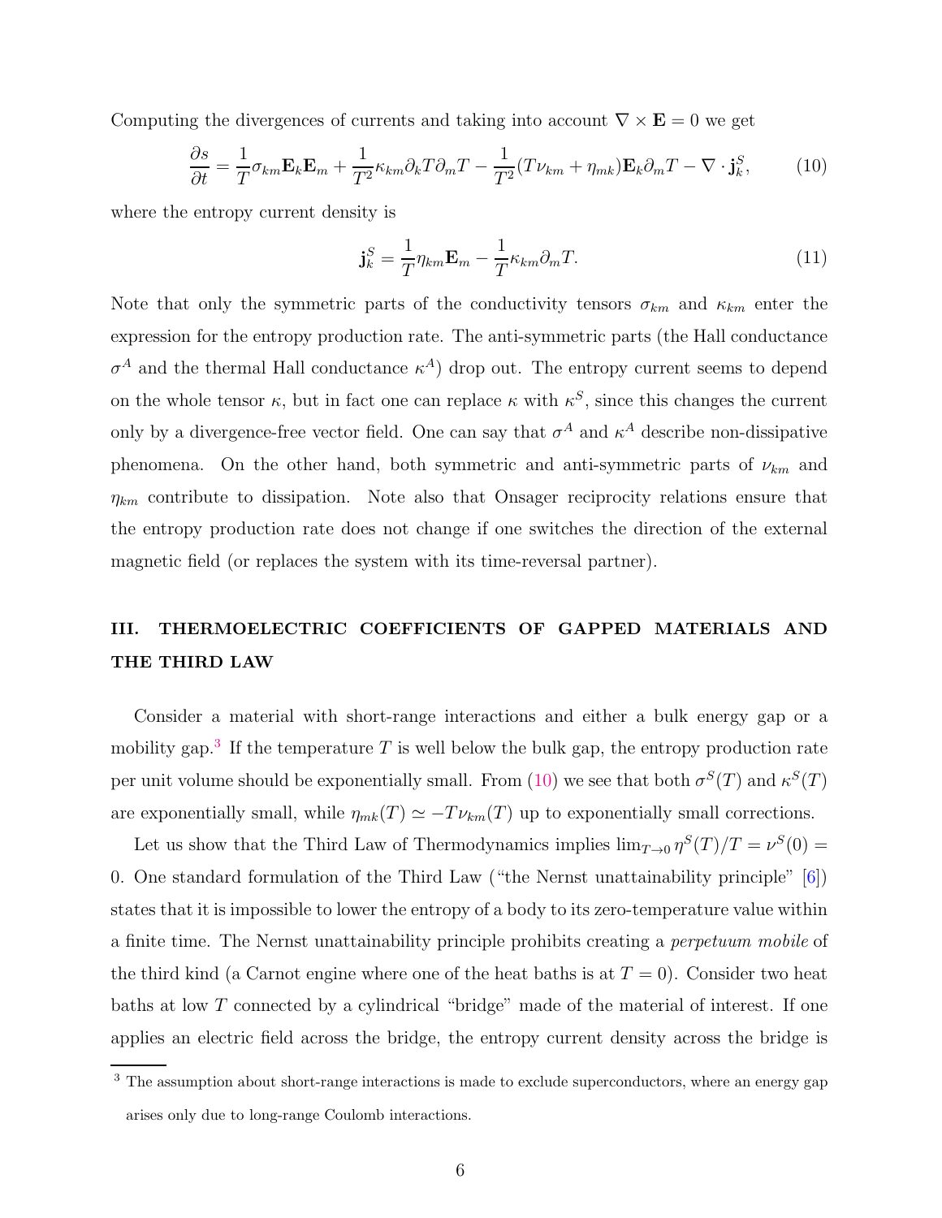Computing the divergences of currents and taking into account $\nabla \times \mathbf{E} = 0$ we get

$$\frac{\partial s}{\partial t} = \frac{1}{T}\sigma_{km}\mathbf{E}_k\mathbf{E}_m + \frac{1}{T^2}\kappa_{km}\partial_k T\partial_m T - \frac{1}{T^2}(T\nu_{km} + \eta_{mk})\mathbf{E}_k\partial_m T - \nabla \cdot \mathbf{j}^S_k, \tag{10}$$

where the entropy current density is

$$\mathbf{j}^S_k = \frac{1}{T}\eta_{km}\mathbf{E}_m - \frac{1}{T}\kappa_{km}\partial_m T. \tag{11}$$

Note that only the symmetric parts of the conductivity tensors $\sigma_{km}$ and $\kappa_{km}$ enter the expression for the entropy production rate. The anti-symmetric parts (the Hall conductance $\sigma^A$ and the thermal Hall conductance $\kappa^A$) drop out. The entropy current seems to depend on the whole tensor $\kappa$, but in fact one can replace $\kappa$ with $\kappa^S$, since this changes the current only by a divergence-free vector field. One can say that $\sigma^A$ and $\kappa^A$ describe non-dissipative phenomena. On the other hand, both symmetric and anti-symmetric parts of $\nu_{km}$ and $\eta_{km}$ contribute to dissipation. Note also that Onsager reciprocity relations ensure that the entropy production rate does not change if one switches the direction of the external magnetic field (or replaces the system with its time-reversal partner).

## III. THERMOELECTRIC COEFFICIENTS OF GAPPED MATERIALS AND THE THIRD LAW

Consider a material with short-range interactions and either a bulk energy gap or a mobility gap.[3] If the temperature $T$ is well below the bulk gap, the entropy production rate per unit volume should be exponentially small. From (10) we see that both $\sigma^S(T)$ and $\kappa^S(T)$ are exponentially small, while $\eta_{mk}(T) \simeq -T\nu_{km}(T)$ up to exponentially small corrections.

Let us show that the Third Law of Thermodynamics implies $\lim_{T\to 0}\eta^S(T)/T = \nu^S(0) = 0$. One standard formulation of the Third Law ("the Nernst unattainability principle" [6]) states that it is impossible to lower the entropy of a body to its zero-temperature value within a finite time. The Nernst unattainability principle prohibits creating a *perpetuum mobile* of the third kind (a Carnot engine where one of the heat baths is at $T = 0$). Consider two heat baths at low $T$ connected by a cylindrical "bridge" made of the material of interest. If one applies an electric field across the bridge, the entropy current density across the bridge is

[3] The assumption about short-range interactions is made to exclude superconductors, where an energy gap arises only due to long-range Coulomb interactions.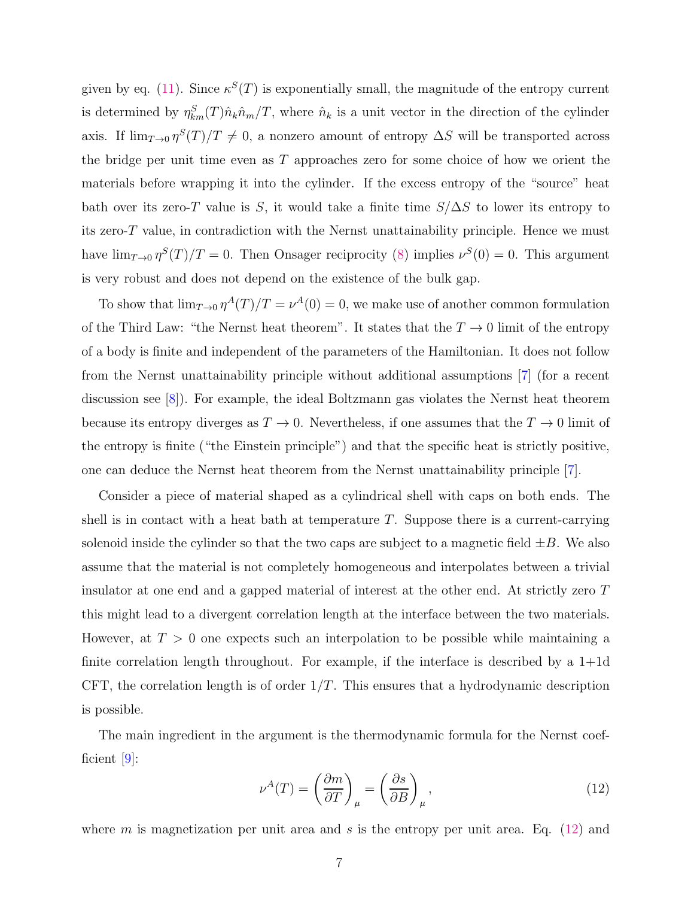given by eq. (11). Since $\kappa^S(T)$ is exponentially small, the magnitude of the entropy current is determined by $\eta^S_{km}(T)\hat{n}_k\hat{n}_m/T$, where $\hat{n}_k$ is a unit vector in the direction of the cylinder axis. If $\lim_{T\to 0}\eta^S(T)/T \neq 0$, a nonzero amount of entropy $\Delta S$ will be transported across the bridge per unit time even as $T$ approaches zero for some choice of how we orient the materials before wrapping it into the cylinder. If the excess entropy of the "source" heat bath over its zero-$T$ value is $S$, it would take a finite time $S/\Delta S$ to lower its entropy to its zero-$T$ value, in contradiction with the Nernst unattainability principle. Hence we must have $\lim_{T\to 0}\eta^S(T)/T = 0$. Then Onsager reciprocity (8) implies $\nu^S(0) = 0$. This argument is very robust and does not depend on the existence of the bulk gap.

To show that $\lim_{T\to 0}\eta^A(T)/T = \nu^A(0) = 0$, we make use of another common formulation of the Third Law: "the Nernst heat theorem". It states that the $T \to 0$ limit of the entropy of a body is finite and independent of the parameters of the Hamiltonian. It does not follow from the Nernst unattainability principle without additional assumptions [7] (for a recent discussion see [8]). For example, the ideal Boltzmann gas violates the Nernst heat theorem because its entropy diverges as $T \to 0$. Nevertheless, if one assumes that the $T \to 0$ limit of the entropy is finite ("the Einstein principle") and that the specific heat is strictly positive, one can deduce the Nernst heat theorem from the Nernst unattainability principle [7].

Consider a piece of material shaped as a cylindrical shell with caps on both ends. The shell is in contact with a heat bath at temperature $T$. Suppose there is a current-carrying solenoid inside the cylinder so that the two caps are subject to a magnetic field $\pm B$. We also assume that the material is not completely homogeneous and interpolates between a trivial insulator at one end and a gapped material of interest at the other end. At strictly zero $T$ this might lead to a divergent correlation length at the interface between the two materials. However, at $T > 0$ one expects such an interpolation to be possible while maintaining a finite correlation length throughout. For example, if the interface is described by a 1+1d CFT, the correlation length is of order $1/T$. This ensures that a hydrodynamic description is possible.

The main ingredient in the argument is the thermodynamic formula for the Nernst coefficient [9]:

$$\nu^A(T) = \left(\frac{\partial m}{\partial T}\right)_\mu = \left(\frac{\partial s}{\partial B}\right)_\mu, \tag{12}$$

where $m$ is magnetization per unit area and $s$ is the entropy per unit area. Eq. (12) and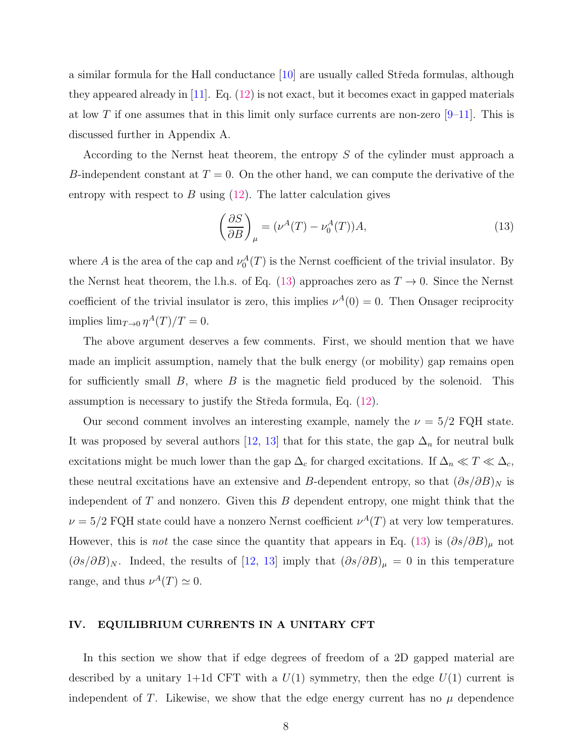a similar formula for the Hall conductance [10] are usually called Středa formulas, although they appeared already in [11]. Eq. (12) is not exact, but it becomes exact in gapped materials at low $T$ if one assumes that in this limit only surface currents are non-zero [9–11]. This is discussed further in Appendix A.

According to the Nernst heat theorem, the entropy $S$ of the cylinder must approach a $B$-independent constant at $T = 0$. On the other hand, we can compute the derivative of the entropy with respect to $B$ using (12). The latter calculation gives

$$\left(\frac{\partial S}{\partial B}\right)_\mu = (\nu^A(T) - \nu_0^A(T))A, \tag{13}$$

where $A$ is the area of the cap and $\nu_0^A(T)$ is the Nernst coefficient of the trivial insulator. By the Nernst heat theorem, the l.h.s. of Eq. (13) approaches zero as $T \to 0$. Since the Nernst coefficient of the trivial insulator is zero, this implies $\nu^A(0) = 0$. Then Onsager reciprocity implies $\lim_{T\to 0} \eta^A(T)/T = 0$.

The above argument deserves a few comments. First, we should mention that we have made an implicit assumption, namely that the bulk energy (or mobility) gap remains open for sufficiently small $B$, where $B$ is the magnetic field produced by the solenoid. This assumption is necessary to justify the Středa formula, Eq. (12).

Our second comment involves an interesting example, namely the $\nu = 5/2$ FQH state. It was proposed by several authors [12, 13] that for this state, the gap $\Delta_n$ for neutral bulk excitations might be much lower than the gap $\Delta_c$ for charged excitations. If $\Delta_n \ll T \ll \Delta_c$, these neutral excitations have an extensive and $B$-dependent entropy, so that $(\partial s/\partial B)_N$ is independent of $T$ and nonzero. Given this $B$ dependent entropy, one might think that the $\nu = 5/2$ FQH state could have a nonzero Nernst coefficient $\nu^A(T)$ at very low temperatures. However, this is *not* the case since the quantity that appears in Eq. (13) is $(\partial s/\partial B)_\mu$ not $(\partial s/\partial B)_N$. Indeed, the results of [12, 13] imply that $(\partial s/\partial B)_\mu = 0$ in this temperature range, and thus $\nu^A(T) \simeq 0$.

## IV. EQUILIBRIUM CURRENTS IN A UNITARY CFT

In this section we show that if edge degrees of freedom of a 2D gapped material are described by a unitary 1+1d CFT with a $U(1)$ symmetry, then the edge $U(1)$ current is independent of $T$. Likewise, we show that the edge energy current has no $\mu$ dependence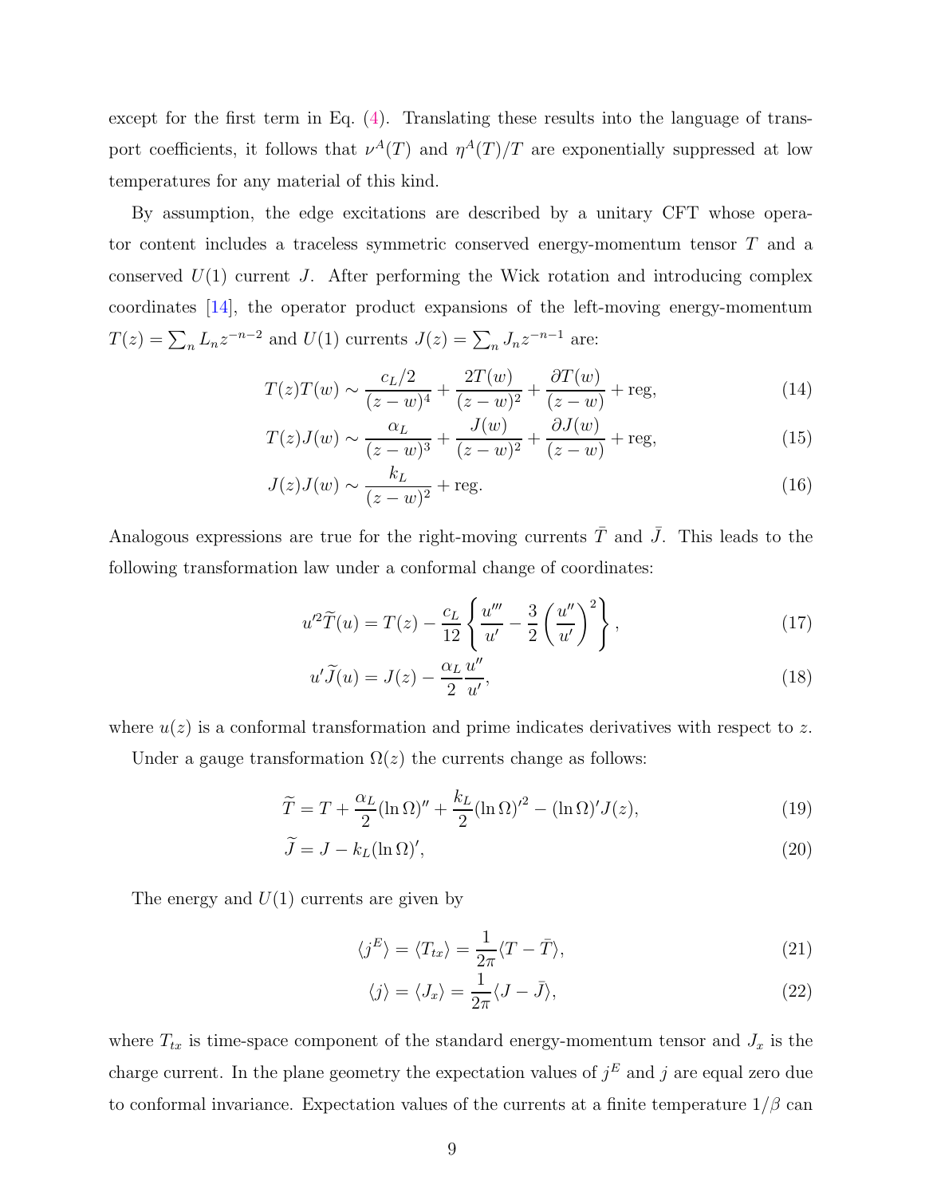except for the first term in Eq. (4). Translating these results into the language of transport coefficients, it follows that $\nu^A(T)$ and $\eta^A(T)/T$ are exponentially suppressed at low temperatures for any material of this kind.

By assumption, the edge excitations are described by a unitary CFT whose operator content includes a traceless symmetric conserved energy-momentum tensor $T$ and a conserved $U(1)$ current $J$. After performing the Wick rotation and introducing complex coordinates [14], the operator product expansions of the left-moving energy-momentum $T(z) = \sum_n L_n z^{-n-2}$ and $U(1)$ currents $J(z) = \sum_n J_n z^{-n-1}$ are:

$$T(z)T(w) \sim \frac{c_L/2}{(z-w)^4} + \frac{2T(w)}{(z-w)^2} + \frac{\partial T(w)}{(z-w)} + \text{reg}, \tag{14}$$

$$T(z)J(w) \sim \frac{\alpha_L}{(z-w)^3} + \frac{J(w)}{(z-w)^2} + \frac{\partial J(w)}{(z-w)} + \text{reg}, \tag{15}$$

$$J(z)J(w) \sim \frac{k_L}{(z-w)^2} + \text{reg}. \tag{16}$$

Analogous expressions are true for the right-moving currents $\bar{T}$ and $\bar{J}$. This leads to the following transformation law under a conformal change of coordinates:

$$u'^2 \widetilde{T}(u) = T(z) - \frac{c_L}{12}\left\{\frac{u'''}{u'} - \frac{3}{2}\left(\frac{u''}{u'}\right)^2\right\}, \tag{17}$$

$$u' \widetilde{J}(u) = J(z) - \frac{\alpha_L}{2}\frac{u''}{u'}, \tag{18}$$

where $u(z)$ is a conformal transformation and prime indicates derivatives with respect to $z$.

Under a gauge transformation $\Omega(z)$ the currents change as follows:

$$\widetilde{T} = T + \frac{\alpha_L}{2}(\ln \Omega)'' + \frac{k_L}{2}(\ln \Omega)'^2 - (\ln \Omega)' J(z), \tag{19}$$

$$\widetilde{J} = J - k_L (\ln \Omega)', \tag{20}$$

The energy and $U(1)$ currents are given by

$$\langle j^E \rangle = \langle T_{tx} \rangle = \frac{1}{2\pi}\langle T - \bar{T} \rangle, \tag{21}$$

$$\langle j \rangle = \langle J_x \rangle = \frac{1}{2\pi}\langle J - \bar{J} \rangle, \tag{22}$$

where $T_{tx}$ is time-space component of the standard energy-momentum tensor and $J_x$ is the charge current. In the plane geometry the expectation values of $j^E$ and $j$ are equal zero due to conformal invariance. Expectation values of the currents at a finite temperature $1/\beta$ can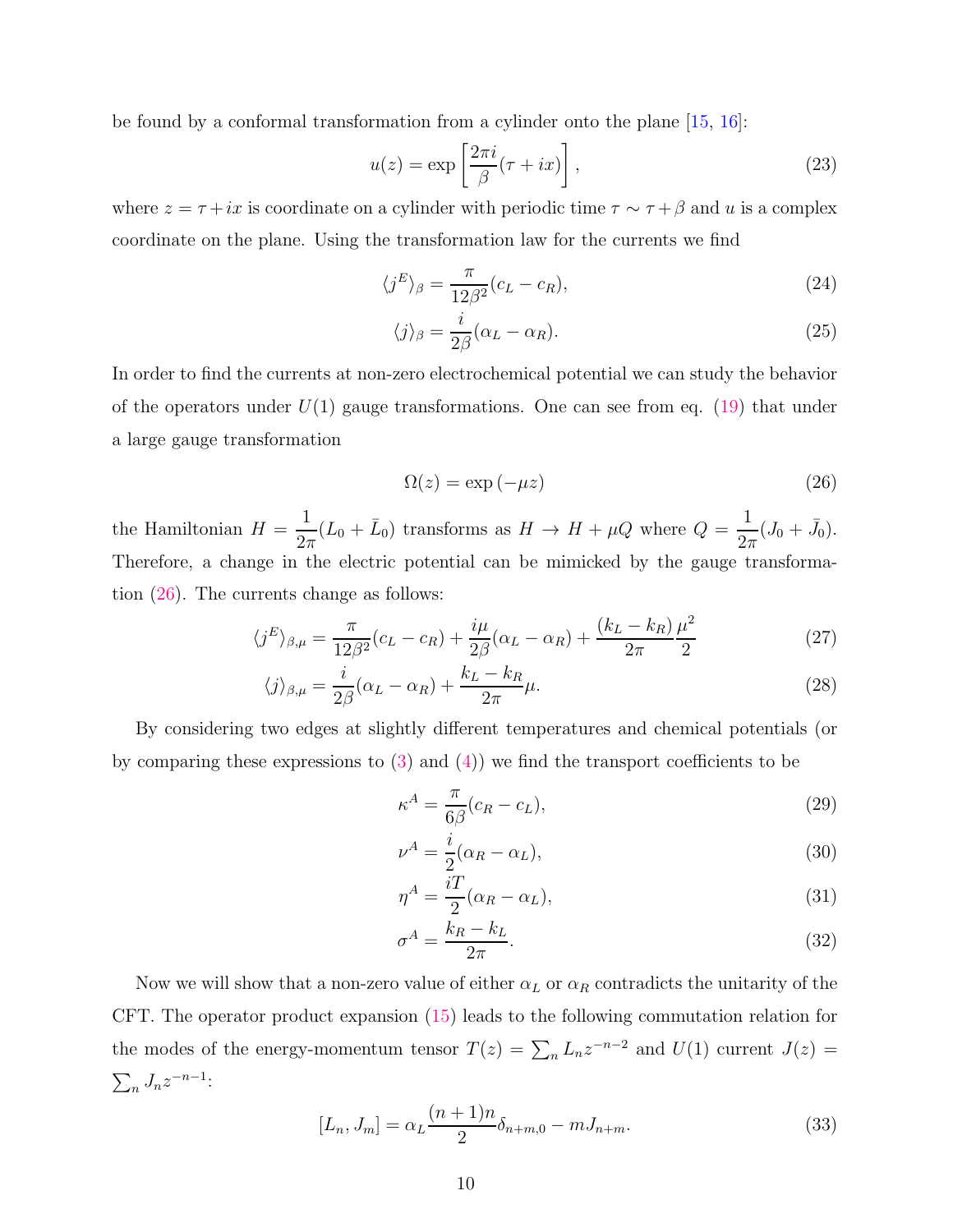be found by a conformal transformation from a cylinder onto the plane [15, 16]:

$$u(z) = \exp\left[\frac{2\pi i}{\beta}(\tau + ix)\right], \tag{23}$$

where $z = \tau + ix$ is coordinate on a cylinder with periodic time $\tau \sim \tau + \beta$ and $u$ is a complex coordinate on the plane. Using the transformation law for the currents we find

$$\langle j^E \rangle_\beta = \frac{\pi}{12\beta^2}(c_L - c_R), \tag{24}$$

$$\langle j \rangle_\beta = \frac{i}{2\beta}(\alpha_L - \alpha_R). \tag{25}$$

In order to find the currents at non-zero electrochemical potential we can study the behavior of the operators under $U(1)$ gauge transformations. One can see from eq. (19) that under a large gauge transformation

$$\Omega(z) = \exp(-\mu z) \tag{26}$$

the Hamiltonian $H = \frac{1}{2\pi}(L_0 + \bar{L}_0)$ transforms as $H \to H + \mu Q$ where $Q = \frac{1}{2\pi}(J_0 + \bar{J}_0)$. Therefore, a change in the electric potential can be mimicked by the gauge transformation (26). The currents change as follows:

$$\langle j^E \rangle_{\beta,\mu} = \frac{\pi}{12\beta^2}(c_L - c_R) + \frac{i\mu}{2\beta}(\alpha_L - \alpha_R) + \frac{(k_L - k_R)}{2\pi}\frac{\mu^2}{2} \tag{27}$$

$$\langle j \rangle_{\beta,\mu} = \frac{i}{2\beta}(\alpha_L - \alpha_R) + \frac{k_L - k_R}{2\pi}\mu. \tag{28}$$

By considering two edges at slightly different temperatures and chemical potentials (or by comparing these expressions to (3) and (4)) we find the transport coefficients to be

$$\kappa^A = \frac{\pi}{6\beta}(c_R - c_L), \tag{29}$$

$$\nu^A = \frac{i}{2}(\alpha_R - \alpha_L), \tag{30}$$

$$\eta^A = \frac{iT}{2}(\alpha_R - \alpha_L), \tag{31}$$

$$\sigma^A = \frac{k_R - k_L}{2\pi}. \tag{32}$$

Now we will show that a non-zero value of either $\alpha_L$ or $\alpha_R$ contradicts the unitarity of the CFT. The operator product expansion (15) leads to the following commutation relation for the modes of the energy-momentum tensor $T(z) = \sum_n L_n z^{-n-2}$ and $U(1)$ current $J(z) = \sum_n J_n z^{-n-1}$:

$$[L_n, J_m] = \alpha_L \frac{(n+1)n}{2}\delta_{n+m,0} - mJ_{n+m}. \tag{33}$$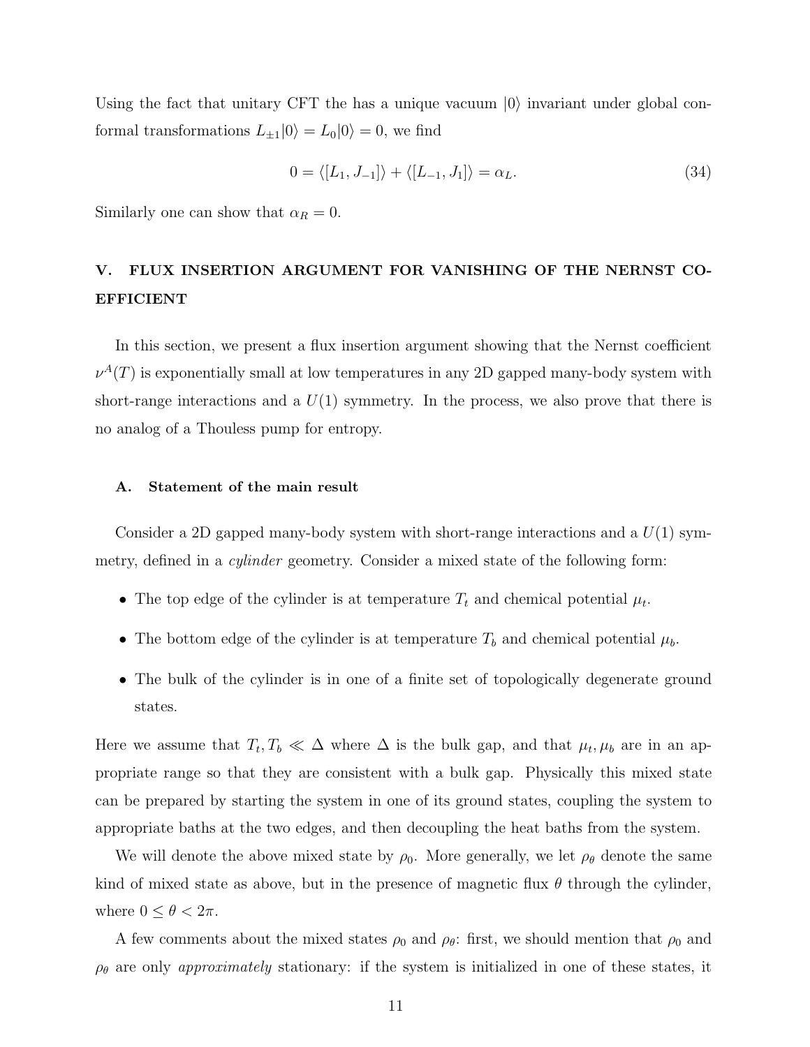Using the fact that unitary CFT the has a unique vacuum $|0\rangle$ invariant under global conformal transformations $L_{\pm 1}|0\rangle = L_0|0\rangle = 0$, we find

$$0 = \langle [L_1, J_{-1}] \rangle + \langle [L_{-1}, J_1] \rangle = \alpha_L. \tag{34}$$

Similarly one can show that $\alpha_R = 0$.

## V. FLUX INSERTION ARGUMENT FOR VANISHING OF THE NERNST COEFFICIENT

In this section, we present a flux insertion argument showing that the Nernst coefficient $\nu^A(T)$ is exponentially small at low temperatures in any 2D gapped many-body system with short-range interactions and a $U(1)$ symmetry. In the process, we also prove that there is no analog of a Thouless pump for entropy.

### A. Statement of the main result

Consider a 2D gapped many-body system with short-range interactions and a $U(1)$ symmetry, defined in a *cylinder* geometry. Consider a mixed state of the following form:

- The top edge of the cylinder is at temperature $T_t$ and chemical potential $\mu_t$.
- The bottom edge of the cylinder is at temperature $T_b$ and chemical potential $\mu_b$.
- The bulk of the cylinder is in one of a finite set of topologically degenerate ground states.

Here we assume that $T_t, T_b \ll \Delta$ where $\Delta$ is the bulk gap, and that $\mu_t, \mu_b$ are in an appropriate range so that they are consistent with a bulk gap. Physically this mixed state can be prepared by starting the system in one of its ground states, coupling the system to appropriate baths at the two edges, and then decoupling the heat baths from the system.

We will denote the above mixed state by $\rho_0$. More generally, we let $\rho_\theta$ denote the same kind of mixed state as above, but in the presence of magnetic flux $\theta$ through the cylinder, where $0 \leq \theta < 2\pi$.

A few comments about the mixed states $\rho_0$ and $\rho_\theta$: first, we should mention that $\rho_0$ and $\rho_\theta$ are only *approximately* stationary: if the system is initialized in one of these states, it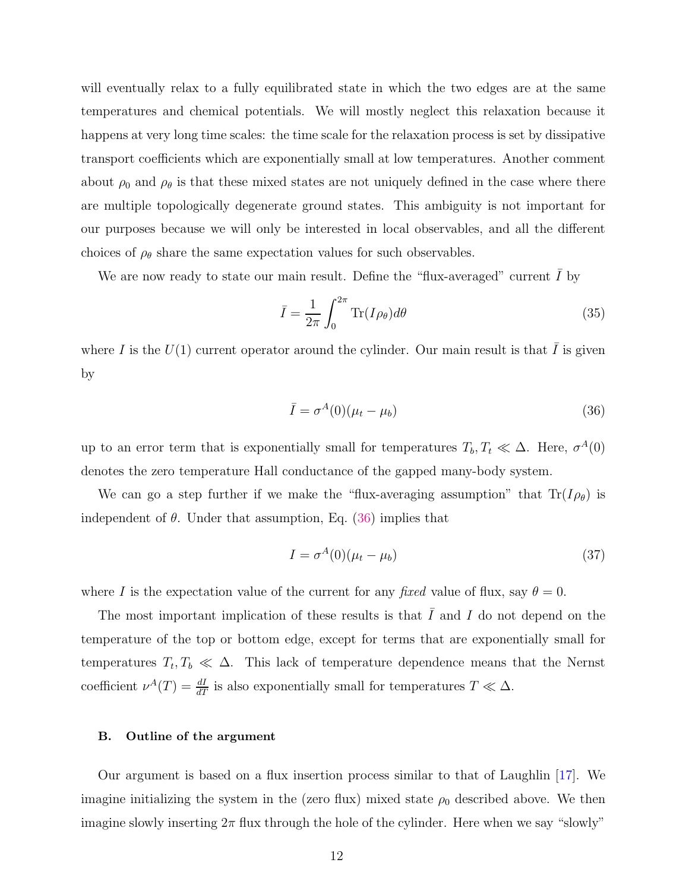will eventually relax to a fully equilibrated state in which the two edges are at the same temperatures and chemical potentials. We will mostly neglect this relaxation because it happens at very long time scales: the time scale for the relaxation process is set by dissipative transport coefficients which are exponentially small at low temperatures. Another comment about $\rho_0$ and $\rho_\theta$ is that these mixed states are not uniquely defined in the case where there are multiple topologically degenerate ground states. This ambiguity is not important for our purposes because we will only be interested in local observables, and all the different choices of $\rho_\theta$ share the same expectation values for such observables.

We are now ready to state our main result. Define the "flux-averaged" current $\bar{I}$ by

$$\bar{I} = \frac{1}{2\pi} \int_0^{2\pi} \text{Tr}(I \rho_\theta) d\theta \tag{35}$$

where $I$ is the $U(1)$ current operator around the cylinder. Our main result is that $\bar{I}$ is given by

$$\bar{I} = \sigma^A(0)(\mu_t - \mu_b) \tag{36}$$

up to an error term that is exponentially small for temperatures $T_b, T_t \ll \Delta$. Here, $\sigma^A(0)$ denotes the zero temperature Hall conductance of the gapped many-body system.

We can go a step further if we make the "flux-averaging assumption" that $\text{Tr}(I\rho_\theta)$ is independent of $\theta$. Under that assumption, Eq. (36) implies that

$$I = \sigma^A(0)(\mu_t - \mu_b) \tag{37}$$

where $I$ is the expectation value of the current for any *fixed* value of flux, say $\theta = 0$.

The most important implication of these results is that $\bar{I}$ and $I$ do not depend on the temperature of the top or bottom edge, except for terms that are exponentially small for temperatures $T_t, T_b \ll \Delta$. This lack of temperature dependence means that the Nernst coefficient $\nu^A(T) = \frac{dI}{dT}$ is also exponentially small for temperatures $T \ll \Delta$.

### B. Outline of the argument

Our argument is based on a flux insertion process similar to that of Laughlin [17]. We imagine initializing the system in the (zero flux) mixed state $\rho_0$ described above. We then imagine slowly inserting $2\pi$ flux through the hole of the cylinder. Here when we say "slowly"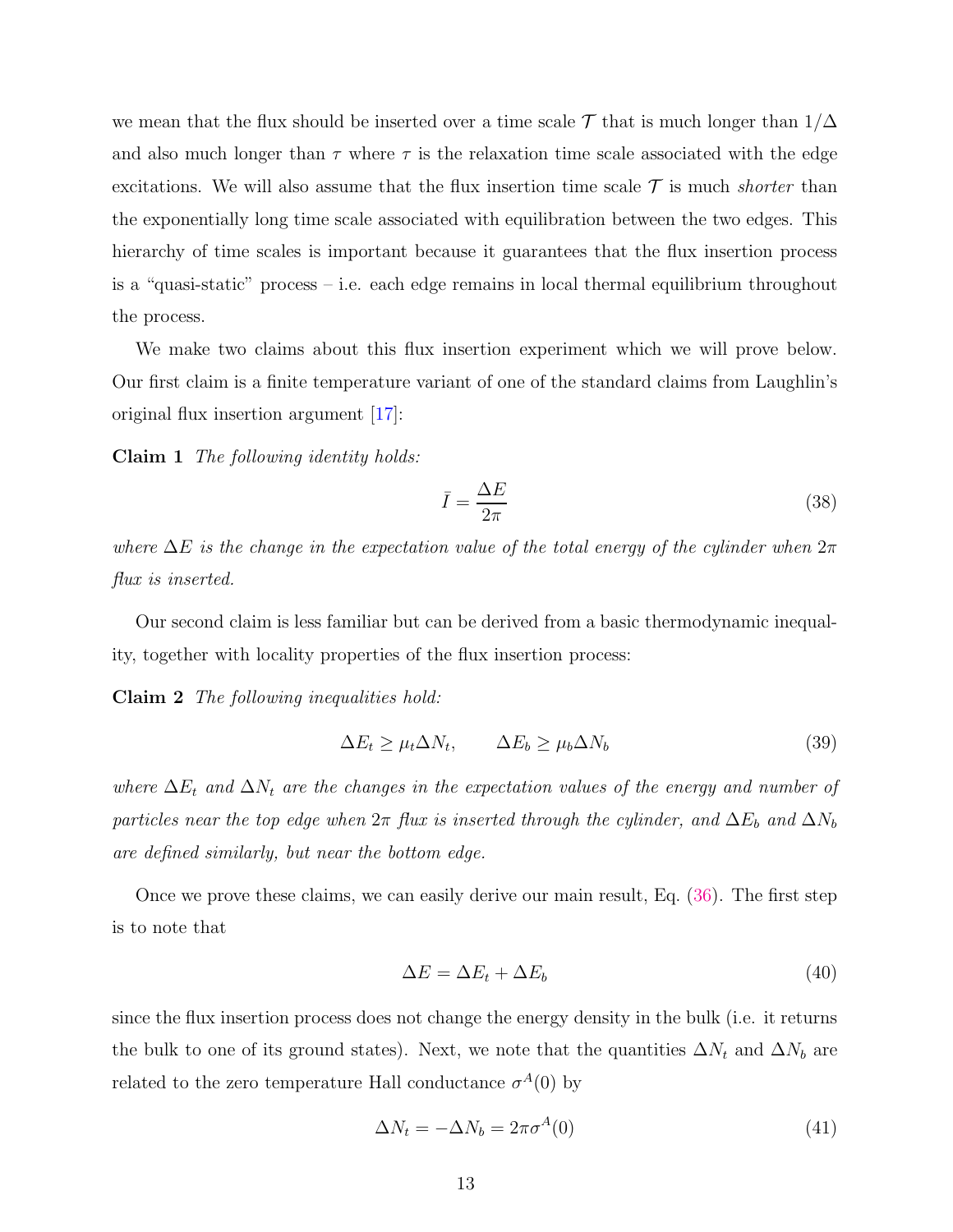we mean that the flux should be inserted over a time scale $\mathcal{T}$ that is much longer than $1/\Delta$ and also much longer than $\tau$ where $\tau$ is the relaxation time scale associated with the edge excitations. We will also assume that the flux insertion time scale $\mathcal{T}$ is much *shorter* than the exponentially long time scale associated with equilibration between the two edges. This hierarchy of time scales is important because it guarantees that the flux insertion process is a "quasi-static" process – i.e. each edge remains in local thermal equilibrium throughout the process.

We make two claims about this flux insertion experiment which we will prove below. Our first claim is a finite temperature variant of one of the standard claims from Laughlin's original flux insertion argument [17]:

**Claim 1** *The following identity holds:*

$$\bar{I} = \frac{\Delta E}{2\pi} \tag{38}$$

*where $\Delta E$ is the change in the expectation value of the total energy of the cylinder when $2\pi$ flux is inserted.*

Our second claim is less familiar but can be derived from a basic thermodynamic inequality, together with locality properties of the flux insertion process:

**Claim 2** *The following inequalities hold:*

$$\Delta E_t \geq \mu_t \Delta N_t, \qquad \Delta E_b \geq \mu_b \Delta N_b \tag{39}$$

*where $\Delta E_t$ and $\Delta N_t$ are the changes in the expectation values of the energy and number of particles near the top edge when $2\pi$ flux is inserted through the cylinder, and $\Delta E_b$ and $\Delta N_b$ are defined similarly, but near the bottom edge.*

Once we prove these claims, we can easily derive our main result, Eq. (36). The first step is to note that

$$\Delta E = \Delta E_t + \Delta E_b \tag{40}$$

since the flux insertion process does not change the energy density in the bulk (i.e. it returns the bulk to one of its ground states). Next, we note that the quantities $\Delta N_t$ and $\Delta N_b$ are related to the zero temperature Hall conductance $\sigma^A(0)$ by

$$\Delta N_t = -\Delta N_b = 2\pi\sigma^A(0) \tag{41}$$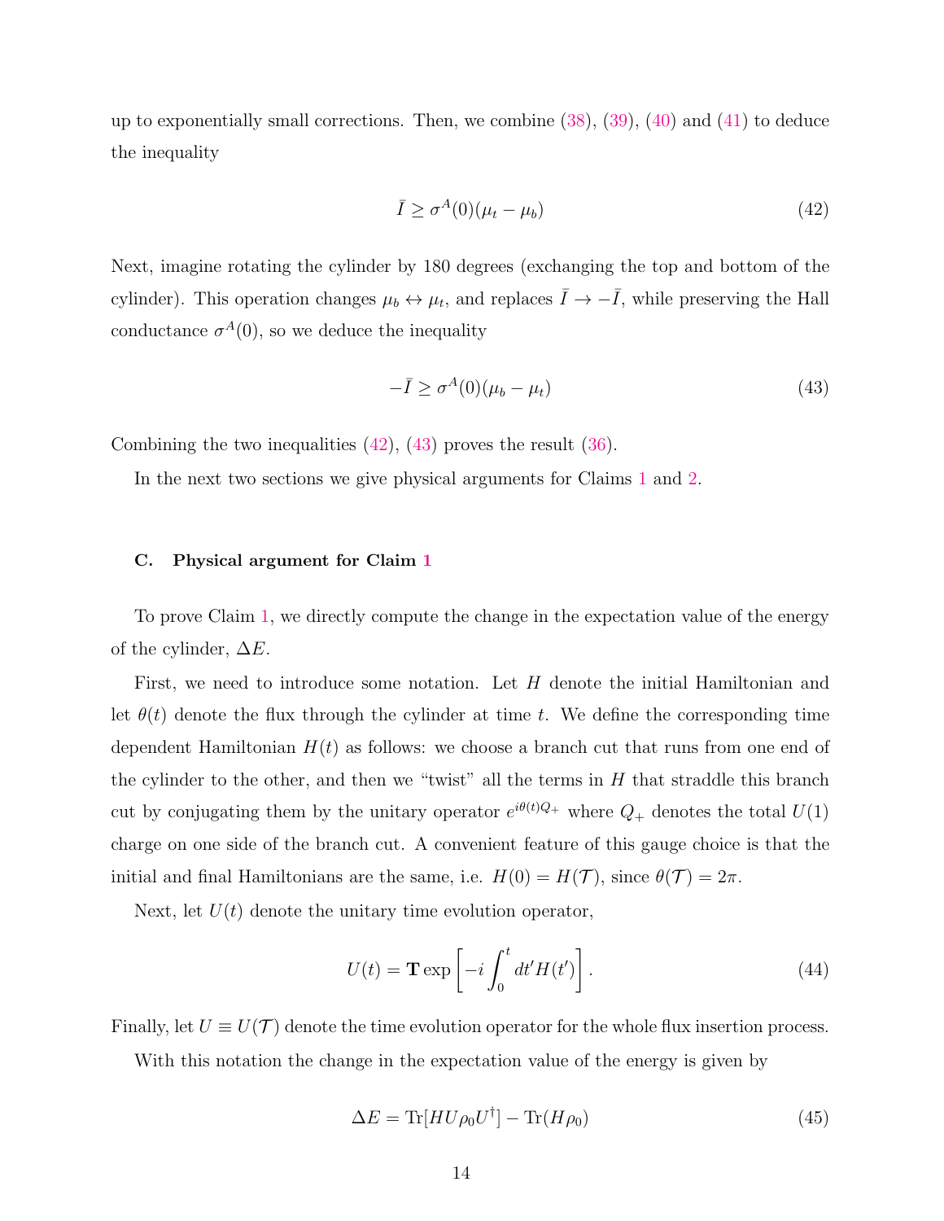up to exponentially small corrections. Then, we combine (38), (39), (40) and (41) to deduce the inequality

$$\bar{I} \geq \sigma^A(0)(\mu_t - \mu_b) \tag{42}$$

Next, imagine rotating the cylinder by 180 degrees (exchanging the top and bottom of the cylinder). This operation changes $\mu_b \leftrightarrow \mu_t$, and replaces $\bar{I} \to -\bar{I}$, while preserving the Hall conductance $\sigma^A(0)$, so we deduce the inequality

$$-\bar{I} \geq \sigma^A(0)(\mu_b - \mu_t) \tag{43}$$

Combining the two inequalities (42), (43) proves the result (36).

In the next two sections we give physical arguments for Claims 1 and 2.

### C. Physical argument for Claim 1

To prove Claim 1, we directly compute the change in the expectation value of the energy of the cylinder, $\Delta E$.

First, we need to introduce some notation. Let $H$ denote the initial Hamiltonian and let $\theta(t)$ denote the flux through the cylinder at time $t$. We define the corresponding time dependent Hamiltonian $H(t)$ as follows: we choose a branch cut that runs from one end of the cylinder to the other, and then we "twist" all the terms in $H$ that straddle this branch cut by conjugating them by the unitary operator $e^{i\theta(t)Q_+}$ where $Q_+$ denotes the total $U(1)$ charge on one side of the branch cut. A convenient feature of this gauge choice is that the initial and final Hamiltonians are the same, i.e. $H(0) = H(\mathcal{T})$, since $\theta(\mathcal{T}) = 2\pi$.

Next, let $U(t)$ denote the unitary time evolution operator,

$$U(t) = \mathbf{T} \exp \left[ -i \int_0^t dt' H(t') \right]. \tag{44}$$

Finally, let $U \equiv U(\mathcal{T})$ denote the time evolution operator for the whole flux insertion process.

With this notation the change in the expectation value of the energy is given by

$$\Delta E = \text{Tr}[H U \rho_0 U^\dagger] - \text{Tr}(H\rho_0) \tag{45}$$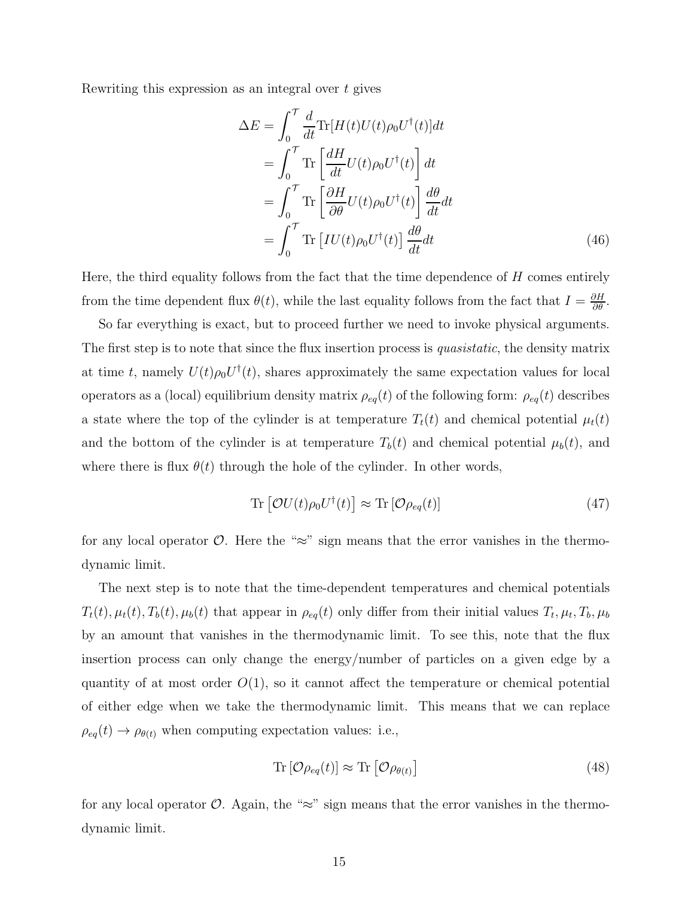Rewriting this expression as an integral over $t$ gives

$$
\begin{aligned}
\Delta E &= \int_0^{\mathcal{T}} \frac{d}{dt} \mathrm{Tr}[H(t) U(t) \rho_0 U^\dagger(t)] dt \\
&= \int_0^{\mathcal{T}} \mathrm{Tr}\left[\frac{dH}{dt} U(t) \rho_0 U^\dagger(t)\right] dt \\
&= \int_0^{\mathcal{T}} \mathrm{Tr}\left[\frac{\partial H}{\partial \theta} U(t) \rho_0 U^\dagger(t)\right] \frac{d\theta}{dt} dt \\
&= \int_0^{\mathcal{T}} \mathrm{Tr}\left[I U(t) \rho_0 U^\dagger(t)\right] \frac{d\theta}{dt} dt
\end{aligned}
\tag{46}
$$

Here, the third equality follows from the fact that the time dependence of $H$ comes entirely from the time dependent flux $\theta(t)$, while the last equality follows from the fact that $I = \frac{\partial H}{\partial \theta}$.

So far everything is exact, but to proceed further we need to invoke physical arguments. The first step is to note that since the flux insertion process is *quasistatic*, the density matrix at time $t$, namely $U(t)\rho_0 U^\dagger(t)$, shares approximately the same expectation values for local operators as a (local) equilibrium density matrix $\rho_{eq}(t)$ of the following form: $\rho_{eq}(t)$ describes a state where the top of the cylinder is at temperature $T_t(t)$ and chemical potential $\mu_t(t)$ and the bottom of the cylinder is at temperature $T_b(t)$ and chemical potential $\mu_b(t)$, and where there is flux $\theta(t)$ through the hole of the cylinder. In other words,

$$
\mathrm{Tr}\left[\mathcal{O} U(t) \rho_0 U^\dagger(t)\right] \approx \mathrm{Tr}\left[\mathcal{O} \rho_{eq}(t)\right] \tag{47}
$$

for any local operator $\mathcal{O}$. Here the "$\approx$" sign means that the error vanishes in the thermodynamic limit.

The next step is to note that the time-dependent temperatures and chemical potentials $T_t(t), \mu_t(t), T_b(t), \mu_b(t)$ that appear in $\rho_{eq}(t)$ only differ from their initial values $T_t, \mu_t, T_b, \mu_b$ by an amount that vanishes in the thermodynamic limit. To see this, note that the flux insertion process can only change the energy/number of particles on a given edge by a quantity of at most order $O(1)$, so it cannot affect the temperature or chemical potential of either edge when we take the thermodynamic limit. This means that we can replace $\rho_{eq}(t) \to \rho_{\theta(t)}$ when computing expectation values: i.e.,

$$
\mathrm{Tr}\left[\mathcal{O} \rho_{eq}(t)\right] \approx \mathrm{Tr}\left[\mathcal{O} \rho_{\theta(t)}\right] \tag{48}
$$

for any local operator $\mathcal{O}$. Again, the "$\approx$" sign means that the error vanishes in the thermodynamic limit.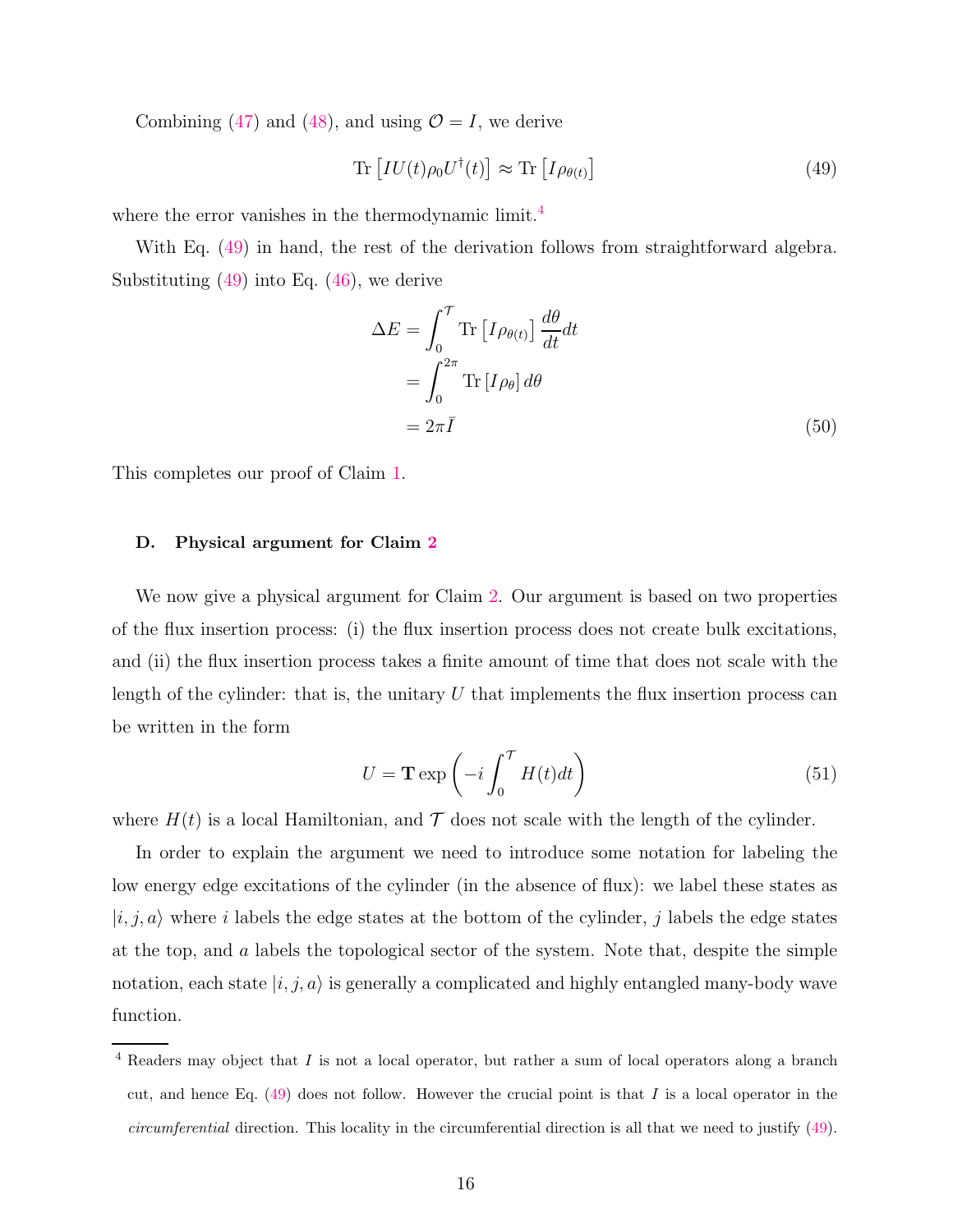Combining (47) and (48), and using $\mathcal{O} = I$, we derive

$$\text{Tr}\left[IU(t)\rho_0 U^\dagger(t)\right] \approx \text{Tr}\left[I\rho_{\theta(t)}\right] \tag{49}$$

where the error vanishes in the thermodynamic limit.[4]

With Eq. (49) in hand, the rest of the derivation follows from straightforward algebra. Substituting (49) into Eq. (46), we derive

$$\begin{aligned}
\Delta E &= \int_0^{\mathcal{T}} \text{Tr}\left[I\rho_{\theta(t)}\right] \frac{d\theta}{dt} dt \\
&= \int_0^{2\pi} \text{Tr}\left[I\rho_\theta\right] d\theta \\
&= 2\pi \bar{I}
\end{aligned} \tag{50}$$

This completes our proof of Claim 1.

### D. Physical argument for Claim 2

We now give a physical argument for Claim 2. Our argument is based on two properties of the flux insertion process: (i) the flux insertion process does not create bulk excitations, and (ii) the flux insertion process takes a finite amount of time that does not scale with the length of the cylinder: that is, the unitary $U$ that implements the flux insertion process can be written in the form

$$U = \mathbf{T} \exp\left(-i \int_0^{\mathcal{T}} H(t) dt\right) \tag{51}$$

where $H(t)$ is a local Hamiltonian, and $\mathcal{T}$ does not scale with the length of the cylinder.

In order to explain the argument we need to introduce some notation for labeling the low energy edge excitations of the cylinder (in the absence of flux): we label these states as $|i, j, a\rangle$ where $i$ labels the edge states at the bottom of the cylinder, $j$ labels the edge states at the top, and $a$ labels the topological sector of the system. Note that, despite the simple notation, each state $|i, j, a\rangle$ is generally a complicated and highly entangled many-body wave function.

[4] Readers may object that $I$ is not a local operator, but rather a sum of local operators along a branch cut, and hence Eq. (49) does not follow. However the crucial point is that $I$ is a local operator in the *circumferential* direction. This locality in the circumferential direction is all that we need to justify (49).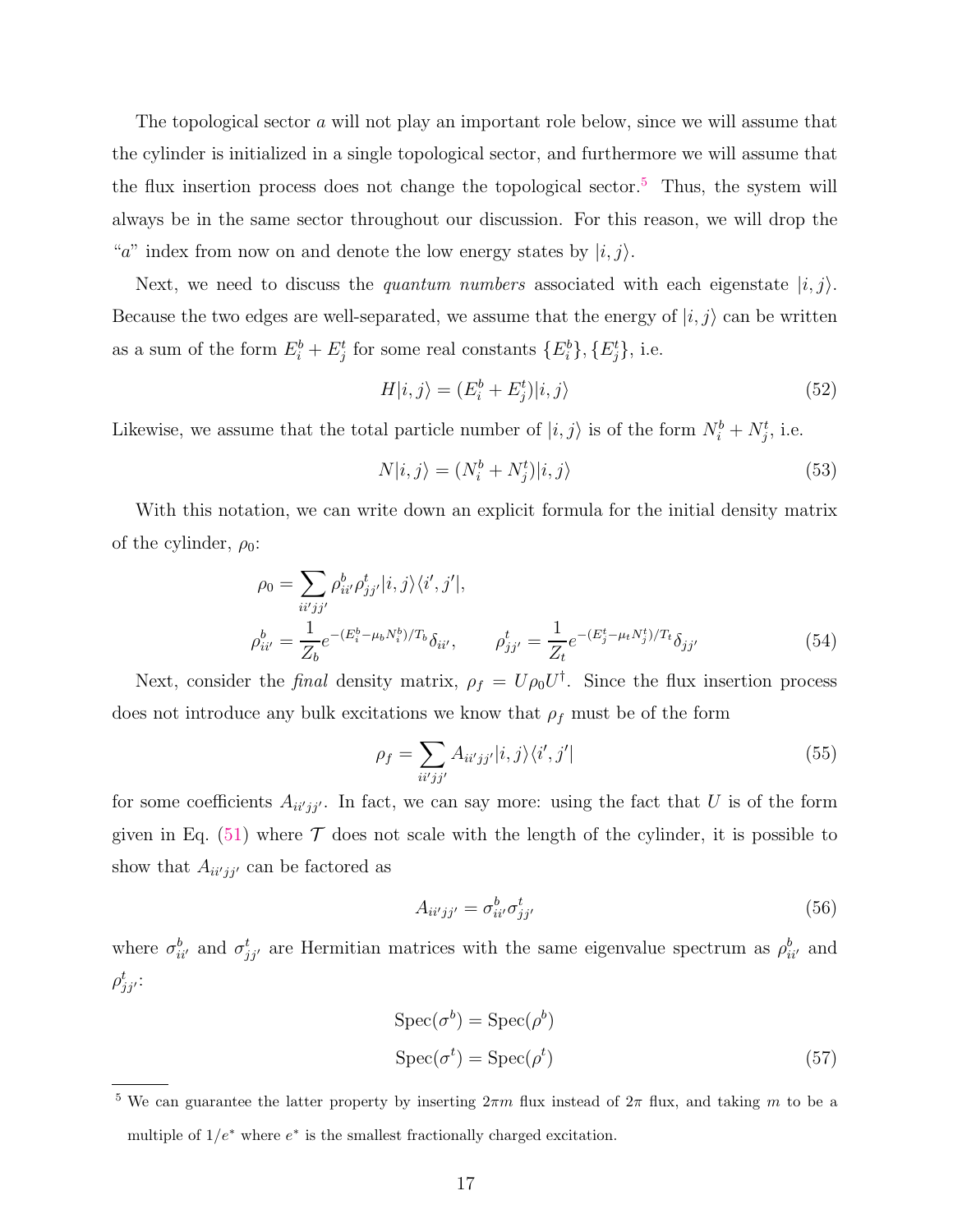The topological sector $a$ will not play an important role below, since we will assume that the cylinder is initialized in a single topological sector, and furthermore we will assume that the flux insertion process does not change the topological sector.[5] Thus, the system will always be in the same sector throughout our discussion. For this reason, we will drop the "$a$" index from now on and denote the low energy states by $|i,j\rangle$.

Next, we need to discuss the *quantum numbers* associated with each eigenstate $|i,j\rangle$. Because the two edges are well-separated, we assume that the energy of $|i,j\rangle$ can be written as a sum of the form $E_i^b + E_j^t$ for some real constants $\{E_i^b\}, \{E_j^t\}$, i.e.

$$H|i,j\rangle = (E_i^b + E_j^t)|i,j\rangle \tag{52}$$

Likewise, we assume that the total particle number of $|i,j\rangle$ is of the form $N_i^b + N_j^t$, i.e.

$$N|i,j\rangle = (N_i^b + N_j^t)|i,j\rangle \tag{53}$$

With this notation, we can write down an explicit formula for the initial density matrix of the cylinder, $\rho_0$:

$$\begin{aligned}
\rho_0 &= \sum_{ii'jj'} \rho^b_{ii'}\rho^t_{jj'}|i,j\rangle\langle i',j'|, \\
\rho^b_{ii'} &= \frac{1}{Z_b}e^{-(E_i^b - \mu_b N_i^b)/T_b}\delta_{ii'}, \qquad \rho^t_{jj'} = \frac{1}{Z_t}e^{-(E_j^t - \mu_t N_j^t)/T_t}\delta_{jj'}
\end{aligned} \tag{54}$$

Next, consider the *final* density matrix, $\rho_f = U\rho_0 U^\dagger$. Since the flux insertion process does not introduce any bulk excitations we know that $\rho_f$ must be of the form

$$\rho_f = \sum_{ii'jj'} A_{ii'jj'}|i,j\rangle\langle i',j'| \tag{55}$$

for some coefficients $A_{ii'jj'}$. In fact, we can say more: using the fact that $U$ is of the form given in Eq. (51) where $\mathcal{T}$ does not scale with the length of the cylinder, it is possible to show that $A_{ii'jj'}$ can be factored as

$$A_{ii'jj'} = \sigma^b_{ii'}\sigma^t_{jj'} \tag{56}$$

where $\sigma^b_{ii'}$ and $\sigma^t_{jj'}$ are Hermitian matrices with the same eigenvalue spectrum as $\rho^b_{ii'}$ and $\rho^t_{jj'}$:

$$\begin{aligned}
\mathrm{Spec}(\sigma^b) &= \mathrm{Spec}(\rho^b) \\
\mathrm{Spec}(\sigma^t) &= \mathrm{Spec}(\rho^t)
\end{aligned} \tag{57}$$

---

[5] We can guarantee the latter property by inserting $2\pi m$ flux instead of $2\pi$ flux, and taking $m$ to be a multiple of $1/e^*$ where $e^*$ is the smallest fractionally charged excitation.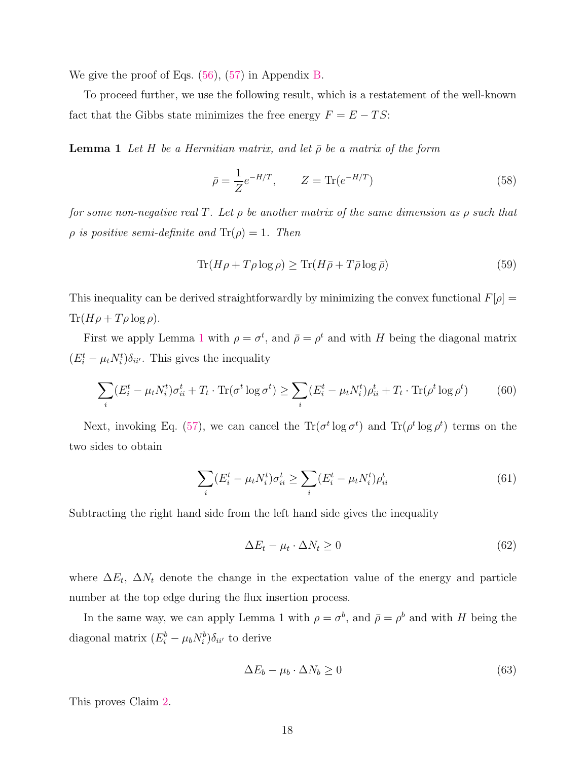We give the proof of Eqs. (56), (57) in Appendix B.

To proceed further, we use the following result, which is a restatement of the well-known fact that the Gibbs state minimizes the free energy $F = E - TS$:

**Lemma 1** *Let $H$ be a Hermitian matrix, and let $\bar{\rho}$ be a matrix of the form*

$$
\bar{\rho} = \frac{1}{Z} e^{-H/T}, \qquad Z = \mathrm{Tr}(e^{-H/T}) \tag{58}
$$

*for some non-negative real $T$. Let $\rho$ be another matrix of the same dimension as $\rho$ such that $\rho$ is positive semi-definite and $\mathrm{Tr}(\rho) = 1$. Then*

$$
\mathrm{Tr}(H\rho + T\rho \log \rho) \geq \mathrm{Tr}(H\bar{\rho} + T\bar{\rho} \log \bar{\rho}) \tag{59}
$$

This inequality can be derived straightforwardly by minimizing the convex functional $F[\rho] = \mathrm{Tr}(H\rho + T\rho \log \rho)$.

First we apply Lemma 1 with $\rho = \sigma^t$, and $\bar{\rho} = \rho^t$ and with $H$ being the diagonal matrix $(E_i^t - \mu_t N_i^t)\delta_{ii'}$. This gives the inequality

$$
\sum_i (E_i^t - \mu_t N_i^t)\sigma_{ii}^t + T_t \cdot \mathrm{Tr}(\sigma^t \log \sigma^t) \geq \sum_i (E_i^t - \mu_t N_i^t)\rho_{ii}^t + T_t \cdot \mathrm{Tr}(\rho^t \log \rho^t) \tag{60}
$$

Next, invoking Eq. (57), we can cancel the $\mathrm{Tr}(\sigma^t \log \sigma^t)$ and $\mathrm{Tr}(\rho^t \log \rho^t)$ terms on the two sides to obtain

$$
\sum_i (E_i^t - \mu_t N_i^t)\sigma_{ii}^t \geq \sum_i (E_i^t - \mu_t N_i^t)\rho_{ii}^t \tag{61}
$$

Subtracting the right hand side from the left hand side gives the inequality

$$
\Delta E_t - \mu_t \cdot \Delta N_t \geq 0 \tag{62}
$$

where $\Delta E_t$, $\Delta N_t$ denote the change in the expectation value of the energy and particle number at the top edge during the flux insertion process.

In the same way, we can apply Lemma 1 with $\rho = \sigma^b$, and $\bar{\rho} = \rho^b$ and with $H$ being the diagonal matrix $(E_i^b - \mu_b N_i^b)\delta_{ii'}$ to derive

$$
\Delta E_b - \mu_b \cdot \Delta N_b \geq 0 \tag{63}
$$

This proves Claim 2.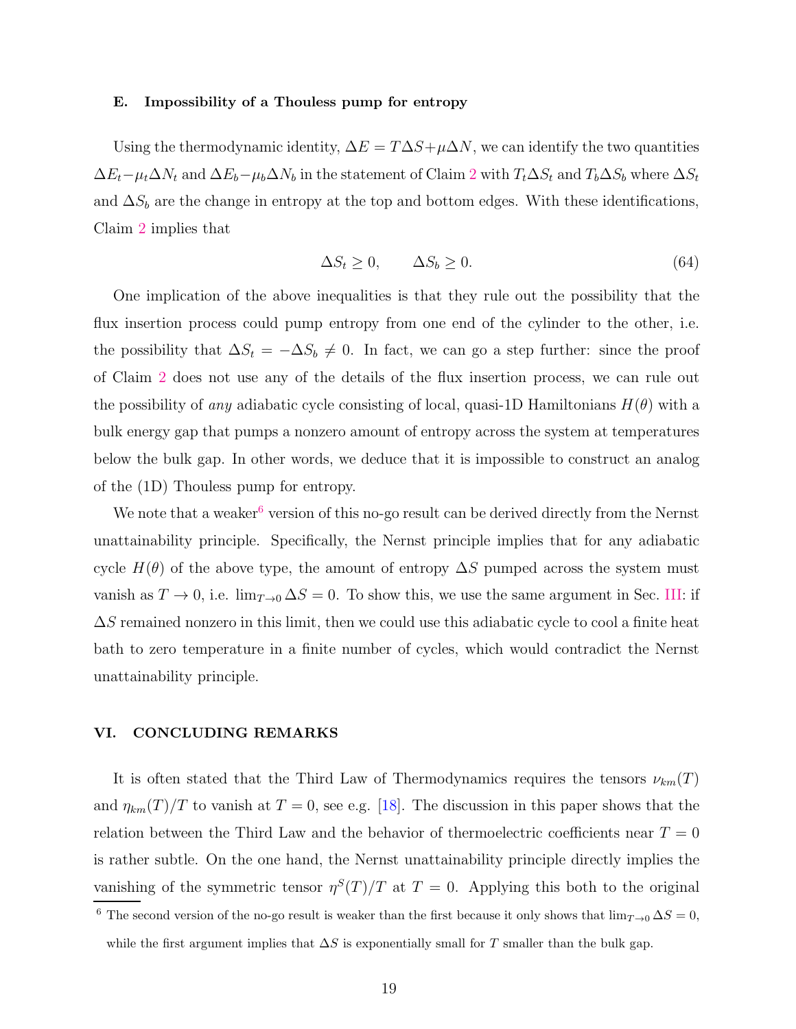### E. Impossibility of a Thouless pump for entropy

Using the thermodynamic identity, $\Delta E = T\Delta S + \mu \Delta N$, we can identify the two quantities $\Delta E_t - \mu_t \Delta N_t$ and $\Delta E_b - \mu_b \Delta N_b$ in the statement of Claim 2 with $T_t \Delta S_t$ and $T_b \Delta S_b$ where $\Delta S_t$ and $\Delta S_b$ are the change in entropy at the top and bottom edges. With these identifications, Claim 2 implies that

$$\Delta S_t \geq 0, \qquad \Delta S_b \geq 0. \tag{64}$$

One implication of the above inequalities is that they rule out the possibility that the flux insertion process could pump entropy from one end of the cylinder to the other, i.e. the possibility that $\Delta S_t = -\Delta S_b \neq 0$. In fact, we can go a step further: since the proof of Claim 2 does not use any of the details of the flux insertion process, we can rule out the possibility of *any* adiabatic cycle consisting of local, quasi-1D Hamiltonians $H(\theta)$ with a bulk energy gap that pumps a nonzero amount of entropy across the system at temperatures below the bulk gap. In other words, we deduce that it is impossible to construct an analog of the (1D) Thouless pump for entropy.

We note that a weaker[6] version of this no-go result can be derived directly from the Nernst unattainability principle. Specifically, the Nernst principle implies that for any adiabatic cycle $H(\theta)$ of the above type, the amount of entropy $\Delta S$ pumped across the system must vanish as $T \to 0$, i.e. $\lim_{T\to 0} \Delta S = 0$. To show this, we use the same argument in Sec. III: if $\Delta S$ remained nonzero in this limit, then we could use this adiabatic cycle to cool a finite heat bath to zero temperature in a finite number of cycles, which would contradict the Nernst unattainability principle.

## VI. CONCLUDING REMARKS

It is often stated that the Third Law of Thermodynamics requires the tensors $\nu_{km}(T)$ and $\eta_{km}(T)/T$ to vanish at $T = 0$, see e.g. [18]. The discussion in this paper shows that the relation between the Third Law and the behavior of thermoelectric coefficients near $T = 0$ is rather subtle. On the one hand, the Nernst unattainability principle directly implies the vanishing of the symmetric tensor $\eta^S(T)/T$ at $T = 0$. Applying this both to the original

[6] The second version of the no-go result is weaker than the first because it only shows that $\lim_{T\to 0} \Delta S = 0$, while the first argument implies that $\Delta S$ is exponentially small for $T$ smaller than the bulk gap.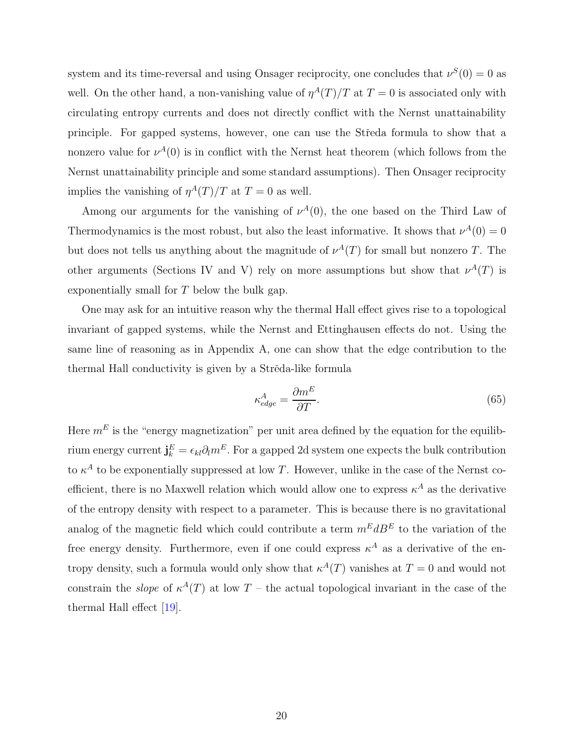system and its time-reversal and using Onsager reciprocity, one concludes that $\nu^S(0) = 0$ as well. On the other hand, a non-vanishing value of $\eta^A(T)/T$ at $T = 0$ is associated only with circulating entropy currents and does not directly conflict with the Nernst unattainability principle. For gapped systems, however, one can use the Středa formula to show that a nonzero value for $\nu^A(0)$ is in conflict with the Nernst heat theorem (which follows from the Nernst unattainability principle and some standard assumptions). Then Onsager reciprocity implies the vanishing of $\eta^A(T)/T$ at $T = 0$ as well.

Among our arguments for the vanishing of $\nu^A(0)$, the one based on the Third Law of Thermodynamics is the most robust, but also the least informative. It shows that $\nu^A(0) = 0$ but does not tells us anything about the magnitude of $\nu^A(T)$ for small but nonzero $T$. The other arguments (Sections IV and V) rely on more assumptions but show that $\nu^A(T)$ is exponentially small for $T$ below the bulk gap.

One may ask for an intuitive reason why the thermal Hall effect gives rise to a topological invariant of gapped systems, while the Nernst and Ettinghausen effects do not. Using the same line of reasoning as in Appendix A, one can show that the edge contribution to the thermal Hall conductivity is given by a Strěda-like formula

$$\kappa^A_{edge} = \frac{\partial m^E}{\partial T}. \tag{65}$$

Here $m^E$ is the "energy magnetization" per unit area defined by the equation for the equilibrium energy current $\mathbf{j}^E_k = \epsilon_{kl}\partial_l m^E$. For a gapped 2d system one expects the bulk contribution to $\kappa^A$ to be exponentially suppressed at low $T$. However, unlike in the case of the Nernst coefficient, there is no Maxwell relation which would allow one to express $\kappa^A$ as the derivative of the entropy density with respect to a parameter. This is because there is no gravitational analog of the magnetic field which could contribute a term $m^E dB^E$ to the variation of the free energy density. Furthermore, even if one could express $\kappa^A$ as a derivative of the entropy density, such a formula would only show that $\kappa^A(T)$ vanishes at $T = 0$ and would not constrain the *slope* of $\kappa^A(T)$ at low $T$ – the actual topological invariant in the case of the thermal Hall effect [19].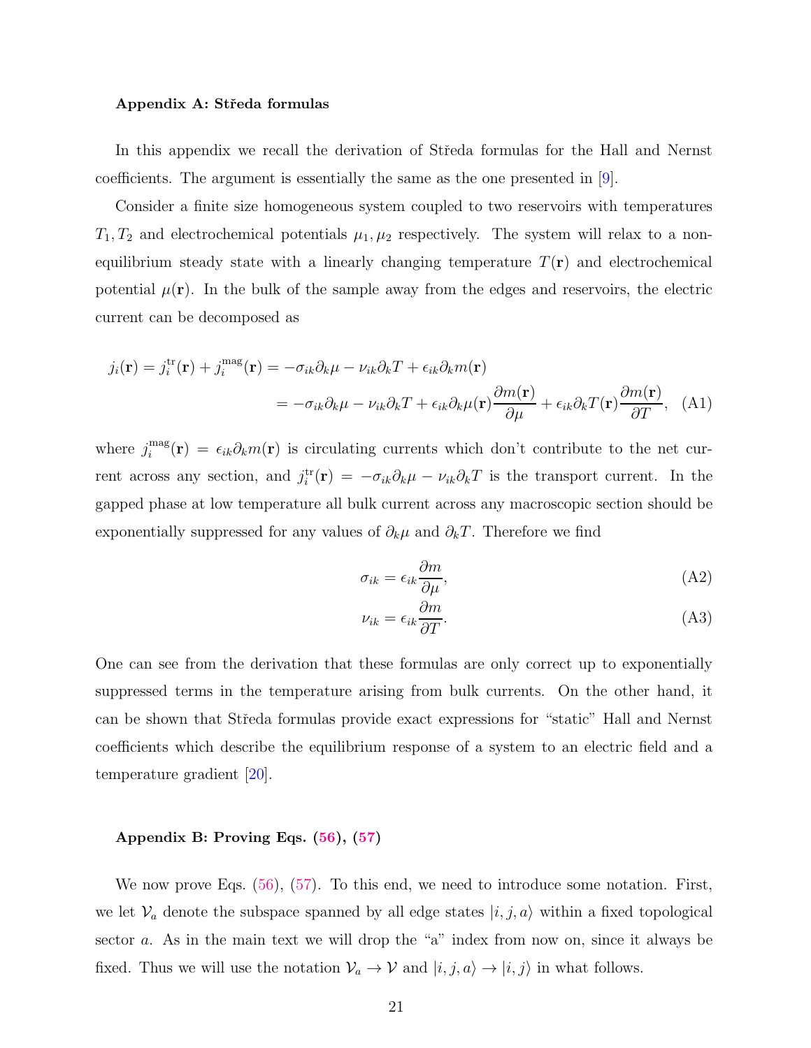### Appendix A: Středa formulas

In this appendix we recall the derivation of Středa formulas for the Hall and Nernst coefficients. The argument is essentially the same as the one presented in [9].

Consider a finite size homogeneous system coupled to two reservoirs with temperatures $T_1, T_2$ and electrochemical potentials $\mu_1, \mu_2$ respectively. The system will relax to a non-equilibrium steady state with a linearly changing temperature $T(\mathbf{r})$ and electrochemical potential $\mu(\mathbf{r})$. In the bulk of the sample away from the edges and reservoirs, the electric current can be decomposed as

$$
\begin{aligned}
j_i(\mathbf{r}) = j_i^{\mathrm{tr}}(\mathbf{r}) + j_i^{\mathrm{mag}}(\mathbf{r}) &= -\sigma_{ik}\partial_k\mu - \nu_{ik}\partial_k T + \epsilon_{ik}\partial_k m(\mathbf{r}) \\
&= -\sigma_{ik}\partial_k\mu - \nu_{ik}\partial_k T + \epsilon_{ik}\partial_k\mu(\mathbf{r})\frac{\partial m(\mathbf{r})}{\partial \mu} + \epsilon_{ik}\partial_k T(\mathbf{r})\frac{\partial m(\mathbf{r})}{\partial T}, \quad \text{(A1)}
\end{aligned}
$$

where $j_i^{\mathrm{mag}}(\mathbf{r}) = \epsilon_{ik}\partial_k m(\mathbf{r})$ is circulating currents which don't contribute to the net current across any section, and $j_i^{\mathrm{tr}}(\mathbf{r}) = -\sigma_{ik}\partial_k\mu - \nu_{ik}\partial_k T$ is the transport current. In the gapped phase at low temperature all bulk current across any macroscopic section should be exponentially suppressed for any values of $\partial_k\mu$ and $\partial_k T$. Therefore we find

$$
\sigma_{ik} = \epsilon_{ik}\frac{\partial m}{\partial \mu}, \quad \text{(A2)}
$$

$$
\nu_{ik} = \epsilon_{ik}\frac{\partial m}{\partial T}. \quad \text{(A3)}
$$

One can see from the derivation that these formulas are only correct up to exponentially suppressed terms in the temperature arising from bulk currents. On the other hand, it can be shown that Středa formulas provide exact expressions for "static" Hall and Nernst coefficients which describe the equilibrium response of a system to an electric field and a temperature gradient [20].

### Appendix B: Proving Eqs. (56), (57)

We now prove Eqs. (56), (57). To this end, we need to introduce some notation. First, we let $\mathcal{V}_a$ denote the subspace spanned by all edge states $|i, j, a\rangle$ within a fixed topological sector $a$. As in the main text we will drop the "a" index from now on, since it always be fixed. Thus we will use the notation $\mathcal{V}_a \to \mathcal{V}$ and $|i, j, a\rangle \to |i, j\rangle$ in what follows.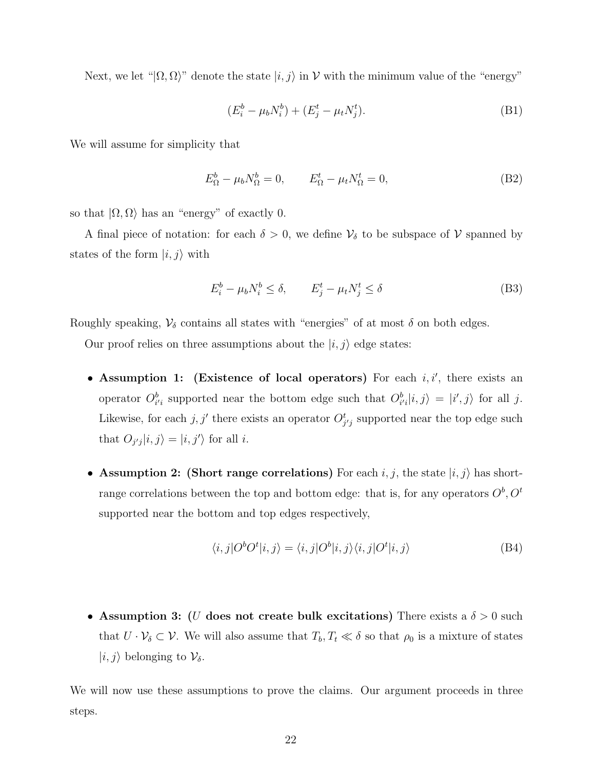Next, we let "$|\Omega, \Omega\rangle$" denote the state $|i, j\rangle$ in $\mathcal{V}$ with the minimum value of the "energy"

$$(E_i^b - \mu_b N_i^b) + (E_j^t - \mu_t N_j^t). \tag{B1}$$

We will assume for simplicity that

$$E_\Omega^b - \mu_b N_\Omega^b = 0, \qquad E_\Omega^t - \mu_t N_\Omega^t = 0, \tag{B2}$$

so that $|\Omega, \Omega\rangle$ has an "energy" of exactly 0.

A final piece of notation: for each $\delta > 0$, we define $\mathcal{V}_\delta$ to be subspace of $\mathcal{V}$ spanned by states of the form $|i, j\rangle$ with

$$E_i^b - \mu_b N_i^b \leq \delta, \qquad E_j^t - \mu_t N_j^t \leq \delta \tag{B3}$$

Roughly speaking, $\mathcal{V}_\delta$ contains all states with "energies" of at most $\delta$ on both edges.

Our proof relies on three assumptions about the $|i, j\rangle$ edge states:

- **Assumption 1: (Existence of local operators)** For each $i, i'$, there exists an operator $O_{i'i}^b$ supported near the bottom edge such that $O_{i'i}^b|i, j\rangle = |i', j\rangle$ for all $j$. Likewise, for each $j, j'$ there exists an operator $O_{j'j}^t$ supported near the top edge such that $O_{j'j}|i, j\rangle = |i, j'\rangle$ for all $i$.

- **Assumption 2: (Short range correlations)** For each $i, j$, the state $|i, j\rangle$ has short-range correlations between the top and bottom edge: that is, for any operators $O^b, O^t$ supported near the bottom and top edges respectively,

$$\langle i, j|O^b O^t|i, j\rangle = \langle i, j|O^b|i, j\rangle\langle i, j|O^t|i, j\rangle \tag{B4}$$

- **Assumption 3: ($U$ does not create bulk excitations)** There exists a $\delta > 0$ such that $U \cdot \mathcal{V}_\delta \subset \mathcal{V}$. We will also assume that $T_b, T_t \ll \delta$ so that $\rho_0$ is a mixture of states $|i, j\rangle$ belonging to $\mathcal{V}_\delta$.

We will now use these assumptions to prove the claims. Our argument proceeds in three steps.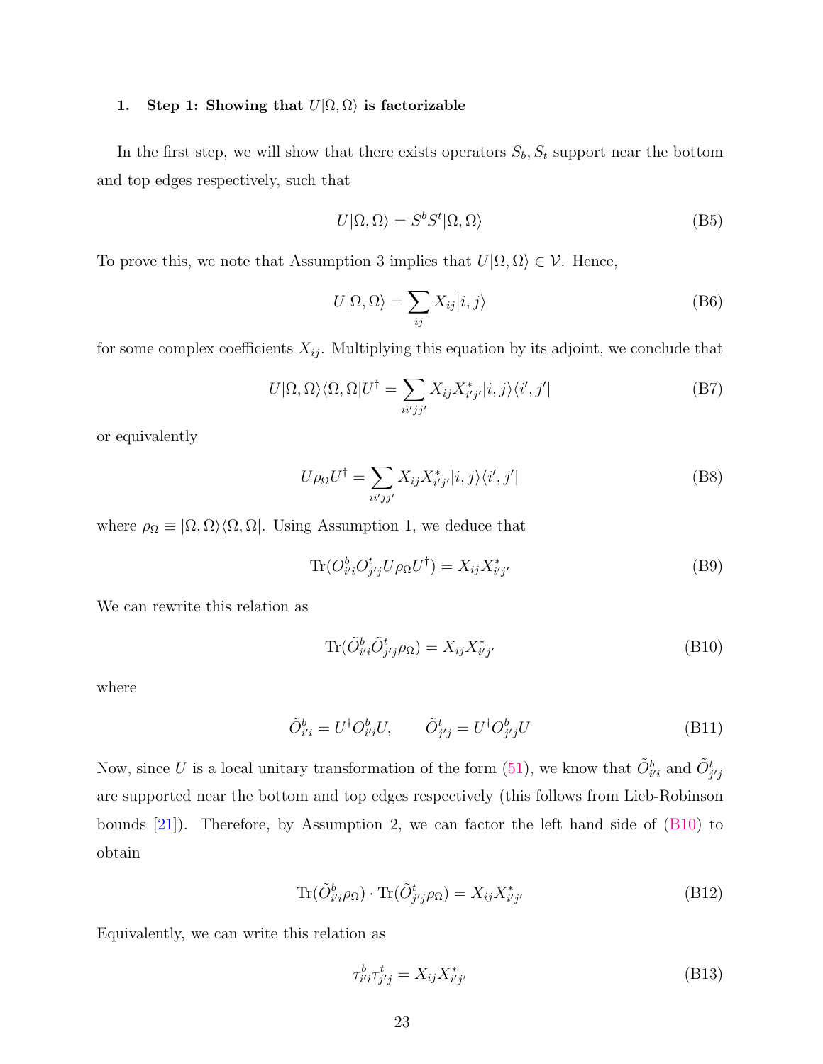### 1. Step 1: Showing that $U|\Omega,\Omega\rangle$ is factorizable

In the first step, we will show that there exists operators $S_b, S_t$ support near the bottom and top edges respectively, such that

$$U|\Omega,\Omega\rangle = S^b S^t|\Omega,\Omega\rangle \tag{B5}$$

To prove this, we note that Assumption 3 implies that $U|\Omega,\Omega\rangle \in \mathcal{V}$. Hence,

$$U|\Omega,\Omega\rangle = \sum_{ij} X_{ij}|i,j\rangle \tag{B6}$$

for some complex coefficients $X_{ij}$. Multiplying this equation by its adjoint, we conclude that

$$U|\Omega,\Omega\rangle\langle\Omega,\Omega|U^\dagger = \sum_{ii'jj'} X_{ij}X^*_{i'j'}|i,j\rangle\langle i',j'| \tag{B7}$$

or equivalently

$$U\rho_\Omega U^\dagger = \sum_{ii'jj'} X_{ij}X^*_{i'j'}|i,j\rangle\langle i',j'| \tag{B8}$$

where $\rho_\Omega \equiv |\Omega,\Omega\rangle\langle\Omega,\Omega|$. Using Assumption 1, we deduce that

$$\text{Tr}(O^b_{i'i}O^t_{j'j}U\rho_\Omega U^\dagger) = X_{ij}X^*_{i'j'} \tag{B9}$$

We can rewrite this relation as

$$\text{Tr}(\tilde{O}^b_{i'i}\tilde{O}^t_{j'j}\rho_\Omega) = X_{ij}X^*_{i'j'} \tag{B10}$$

where

$$\tilde{O}^b_{i'i} = U^\dagger O^b_{i'i}U, \qquad \tilde{O}^t_{j'j} = U^\dagger O^b_{j'j}U \tag{B11}$$

Now, since $U$ is a local unitary transformation of the form (51), we know that $\tilde{O}^b_{i'i}$ and $\tilde{O}^t_{j'j}$ are supported near the bottom and top edges respectively (this follows from Lieb-Robinson bounds [21]). Therefore, by Assumption 2, we can factor the left hand side of (B10) to obtain

$$\text{Tr}(\tilde{O}^b_{i'i}\rho_\Omega)\cdot\text{Tr}(\tilde{O}^t_{j'j}\rho_\Omega) = X_{ij}X^*_{i'j'} \tag{B12}$$

Equivalently, we can write this relation as

$$\tau^b_{i'i}\tau^t_{j'j} = X_{ij}X^*_{i'j'} \tag{B13}$$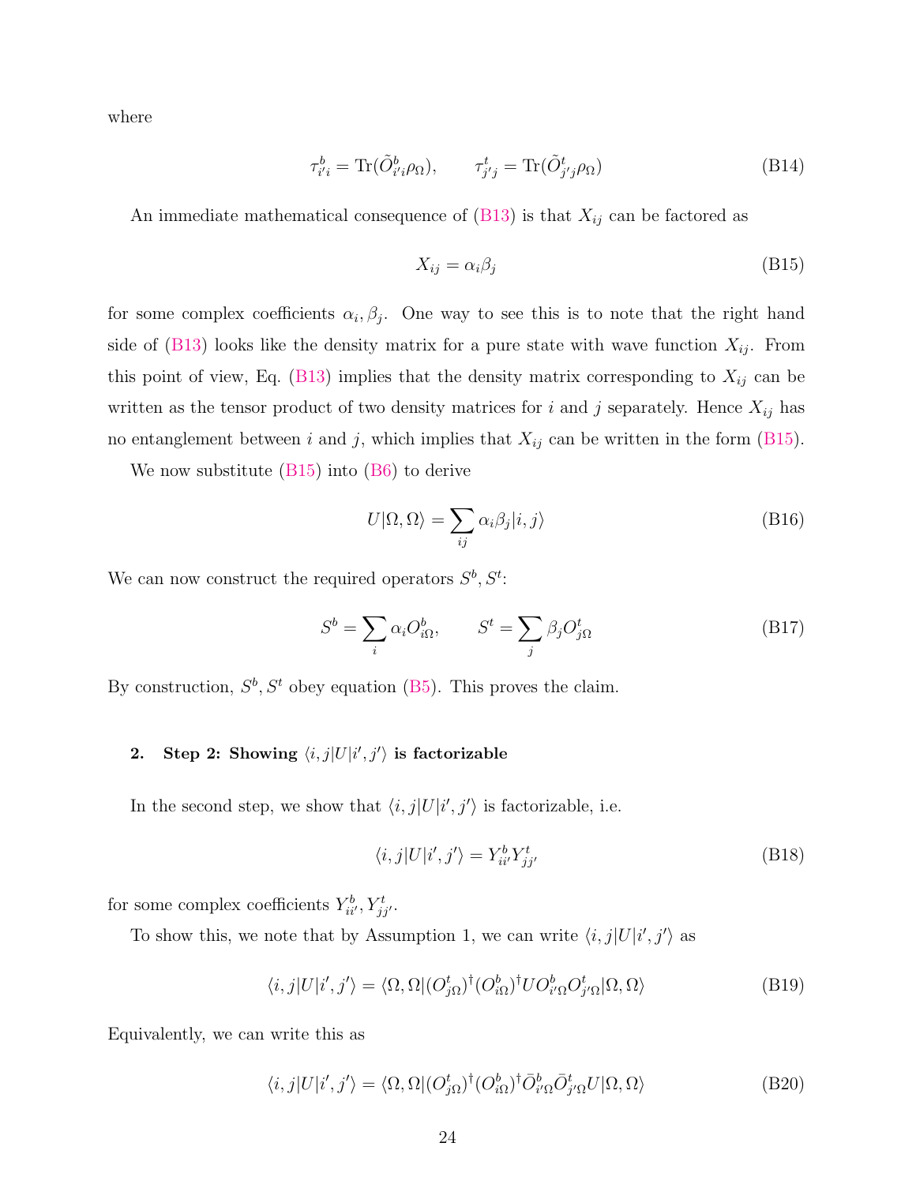where

$$\tau^b_{i'i} = \text{Tr}(\tilde{O}^b_{i'i}\rho_\Omega), \qquad \tau^t_{j'j} = \text{Tr}(\tilde{O}^t_{j'j}\rho_\Omega) \tag{B14}$$

An immediate mathematical consequence of (B13) is that $X_{ij}$ can be factored as

$$X_{ij} = \alpha_i \beta_j \tag{B15}$$

for some complex coefficients $\alpha_i, \beta_j$. One way to see this is to note that the right hand side of (B13) looks like the density matrix for a pure state with wave function $X_{ij}$. From this point of view, Eq. (B13) implies that the density matrix corresponding to $X_{ij}$ can be written as the tensor product of two density matrices for $i$ and $j$ separately. Hence $X_{ij}$ has no entanglement between $i$ and $j$, which implies that $X_{ij}$ can be written in the form (B15).

We now substitute (B15) into (B6) to derive

$$U|\Omega, \Omega\rangle = \sum_{ij} \alpha_i \beta_j |i, j\rangle \tag{B16}$$

We can now construct the required operators $S^b, S^t$:

$$S^b = \sum_i \alpha_i O^b_{i\Omega}, \qquad S^t = \sum_j \beta_j O^t_{j\Omega} \tag{B17}$$

By construction, $S^b, S^t$ obey equation (B5). This proves the claim.

### 2. Step 2: Showing $\langle i, j|U|i', j'\rangle$ is factorizable

In the second step, we show that $\langle i, j|U|i', j'\rangle$ is factorizable, i.e.

$$\langle i, j|U|i', j'\rangle = Y^b_{ii'} Y^t_{jj'} \tag{B18}$$

for some complex coefficients $Y^b_{ii'}, Y^t_{jj'}$.

To show this, we note that by Assumption 1, we can write $\langle i, j|U|i', j'\rangle$ as

$$\langle i, j|U|i', j'\rangle = \langle \Omega, \Omega|(O^t_{j\Omega})^\dagger (O^b_{i\Omega})^\dagger U O^b_{i'\Omega} O^t_{j'\Omega}|\Omega, \Omega\rangle \tag{B19}$$

Equivalently, we can write this as

$$\langle i, j|U|i', j'\rangle = \langle \Omega, \Omega|(O^t_{j\Omega})^\dagger (O^b_{i\Omega})^\dagger \bar{O}^b_{i'\Omega} \bar{O}^t_{j'\Omega} U|\Omega, \Omega\rangle \tag{B20}$$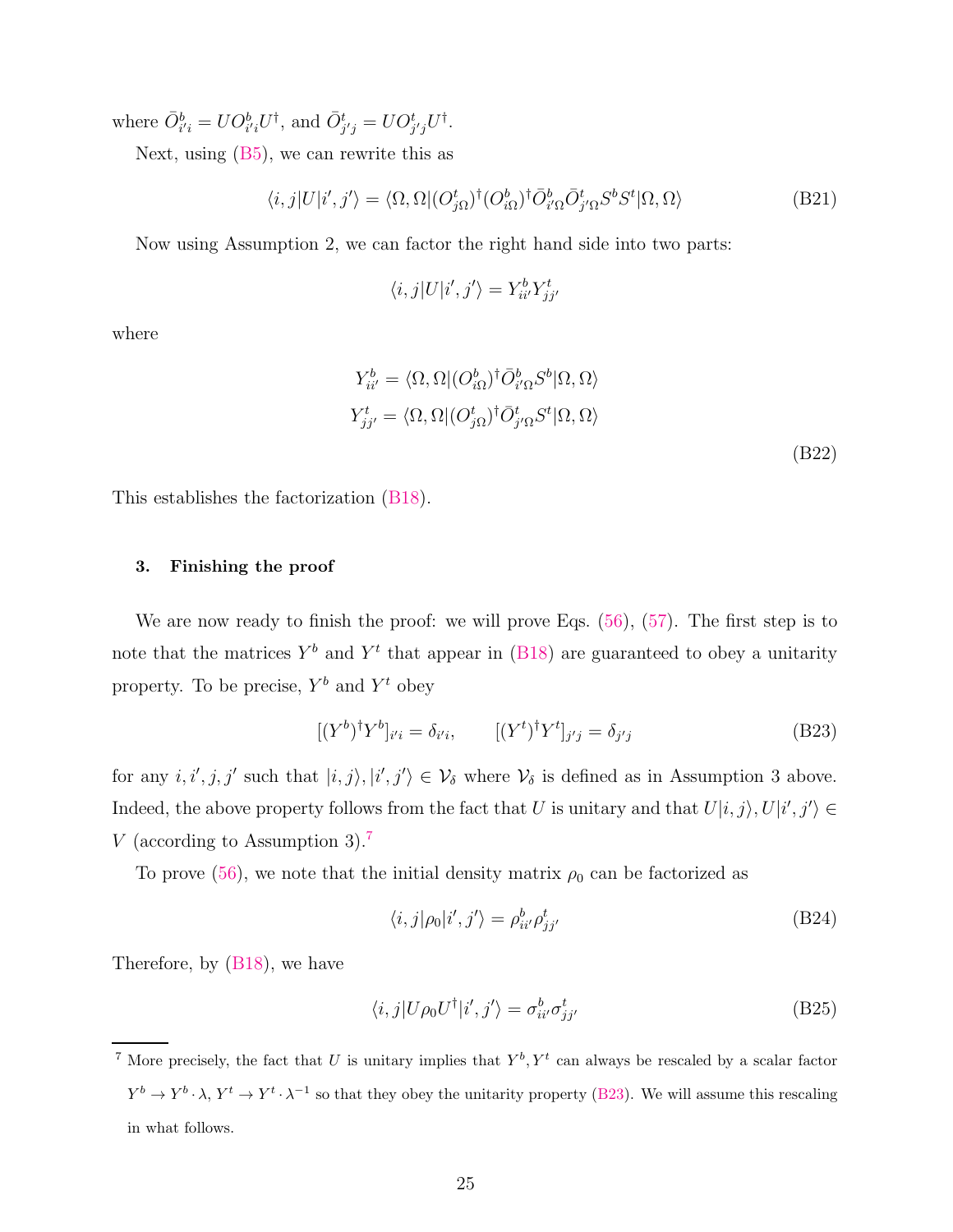where $\bar{O}^b_{i'i} = UO^b_{i'i}U^\dagger$, and $\bar{O}^t_{j'j} = UO^t_{j'j}U^\dagger$.

Next, using (B5), we can rewrite this as

$$\langle i,j|U|i',j'\rangle = \langle \Omega,\Omega|(O^t_{j\Omega})^\dagger (O^b_{i\Omega})^\dagger \bar{O}^b_{i'\Omega}\bar{O}^t_{j'\Omega} S^b S^t|\Omega,\Omega\rangle \tag{B21}$$

Now using Assumption 2, we can factor the right hand side into two parts:

$$\langle i,j|U|i',j'\rangle = Y^b_{ii'} Y^t_{jj'}$$

where

$$\begin{aligned} Y^b_{ii'} &= \langle \Omega,\Omega|(O^b_{i\Omega})^\dagger \bar{O}^b_{i'\Omega} S^b|\Omega,\Omega\rangle \\ Y^t_{jj'} &= \langle \Omega,\Omega|(O^t_{j\Omega})^\dagger \bar{O}^t_{j'\Omega} S^t|\Omega,\Omega\rangle \end{aligned} \tag{B22}$$

This establishes the factorization (B18).

### 3. Finishing the proof

We are now ready to finish the proof: we will prove Eqs. (56), (57). The first step is to note that the matrices $Y^b$ and $Y^t$ that appear in (B18) are guaranteed to obey a unitarity property. To be precise, $Y^b$ and $Y^t$ obey

$$[(Y^b)^\dagger Y^b]_{i'i} = \delta_{i'i}, \qquad [(Y^t)^\dagger Y^t]_{j'j} = \delta_{j'j} \tag{B23}$$

for any $i, i', j, j'$ such that $|i,j\rangle, |i',j'\rangle \in \mathcal{V}_\delta$ where $\mathcal{V}_\delta$ is defined as in Assumption 3 above. Indeed, the above property follows from the fact that $U$ is unitary and that $U|i,j\rangle, U|i',j'\rangle \in V$ (according to Assumption 3).[7]

To prove (56), we note that the initial density matrix $\rho_0$ can be factorized as

$$\langle i,j|\rho_0|i',j'\rangle = \rho^b_{ii'}\rho^t_{jj'} \tag{B24}$$

Therefore, by (B18), we have

$$\langle i,j|U\rho_0 U^\dagger|i',j'\rangle = \sigma^b_{ii'}\sigma^t_{jj'} \tag{B25}$$

[7] More precisely, the fact that $U$ is unitary implies that $Y^b, Y^t$ can always be rescaled by a scalar factor $Y^b \to Y^b \cdot \lambda$, $Y^t \to Y^t \cdot \lambda^{-1}$ so that they obey the unitarity property (B23). We will assume this rescaling in what follows.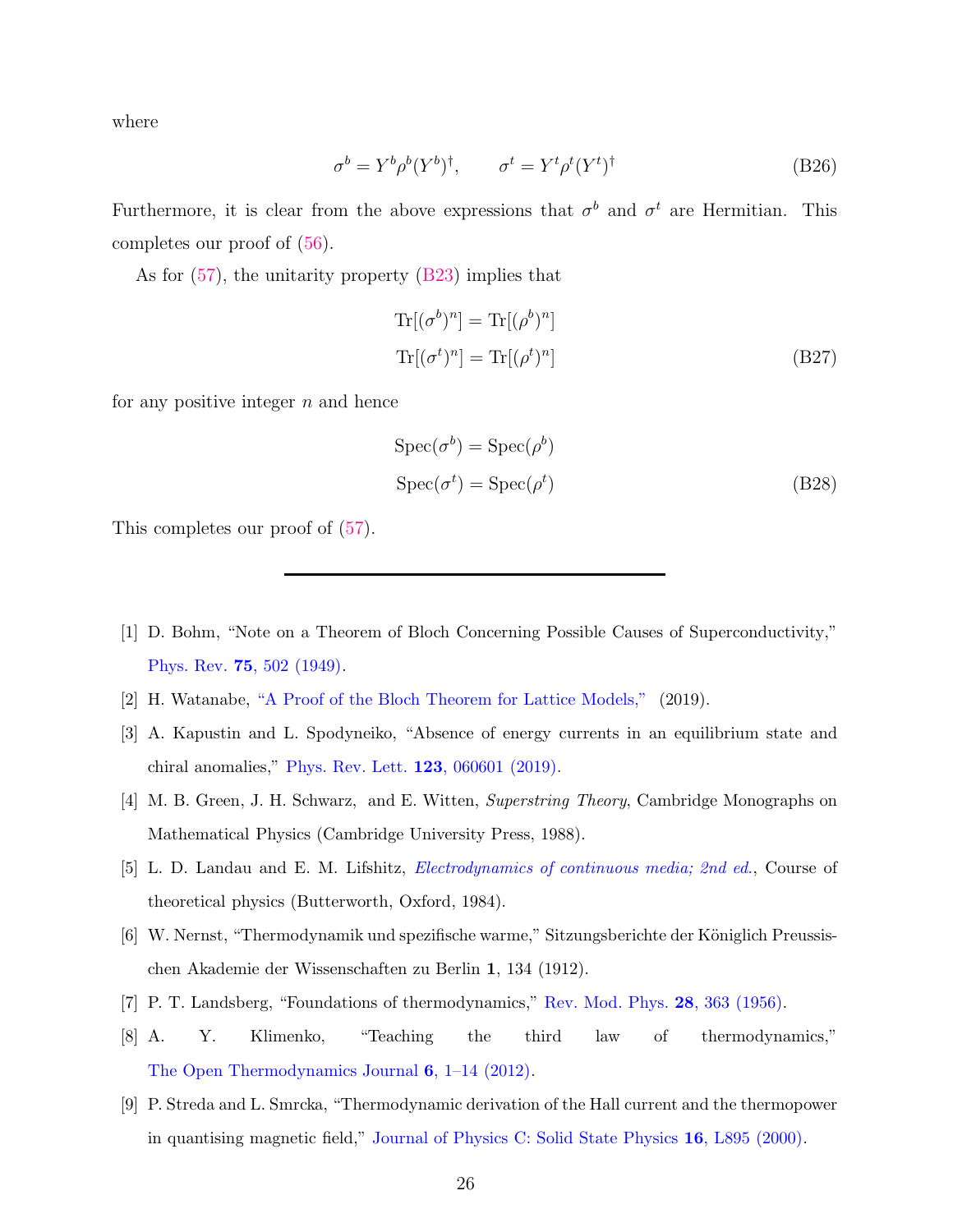where

$$\sigma^b = Y^b \rho^b (Y^b)^\dagger, \qquad \sigma^t = Y^t \rho^t (Y^t)^\dagger \tag{B26}$$

Furthermore, it is clear from the above expressions that $\sigma^b$ and $\sigma^t$ are Hermitian. This completes our proof of (56).

As for (57), the unitarity property (B23) implies that

$$\begin{aligned}
\mathrm{Tr}[(\sigma^b)^n] &= \mathrm{Tr}[(\rho^b)^n] \\
\mathrm{Tr}[(\sigma^t)^n] &= \mathrm{Tr}[(\rho^t)^n]
\end{aligned} \tag{B27}$$

for any positive integer $n$ and hence

$$\begin{aligned}
\mathrm{Spec}(\sigma^b) &= \mathrm{Spec}(\rho^b) \\
\mathrm{Spec}(\sigma^t) &= \mathrm{Spec}(\rho^t)
\end{aligned} \tag{B28}$$

This completes our proof of (57).

---

[1] D. Bohm, "Note on a Theorem of Bloch Concerning Possible Causes of Superconductivity," Phys. Rev. **75**, 502 (1949).

[2] H. Watanabe, "A Proof of the Bloch Theorem for Lattice Models," (2019).

[3] A. Kapustin and L. Spodyneiko, "Absence of energy currents in an equilibrium state and chiral anomalies," Phys. Rev. Lett. **123**, 060601 (2019).

[4] M. B. Green, J. H. Schwarz, and E. Witten, *Superstring Theory*, Cambridge Monographs on Mathematical Physics (Cambridge University Press, 1988).

[5] L. D. Landau and E. M. Lifshitz, *Electrodynamics of continuous media; 2nd ed.*, Course of theoretical physics (Butterworth, Oxford, 1984).

[6] W. Nernst, "Thermodynamik und spezifische warme," Sitzungsberichte der Königlich Preussischen Akademie der Wissenschaften zu Berlin **1**, 134 (1912).

[7] P. T. Landsberg, "Foundations of thermodynamics," Rev. Mod. Phys. **28**, 363 (1956).

[8] A. Y. Klimenko, "Teaching the third law of thermodynamics," The Open Thermodynamics Journal **6**, 1–14 (2012).

[9] P. Streda and L. Smrcka, "Thermodynamic derivation of the Hall current and the thermopower in quantising magnetic field," Journal of Physics C: Solid State Physics **16**, L895 (2000).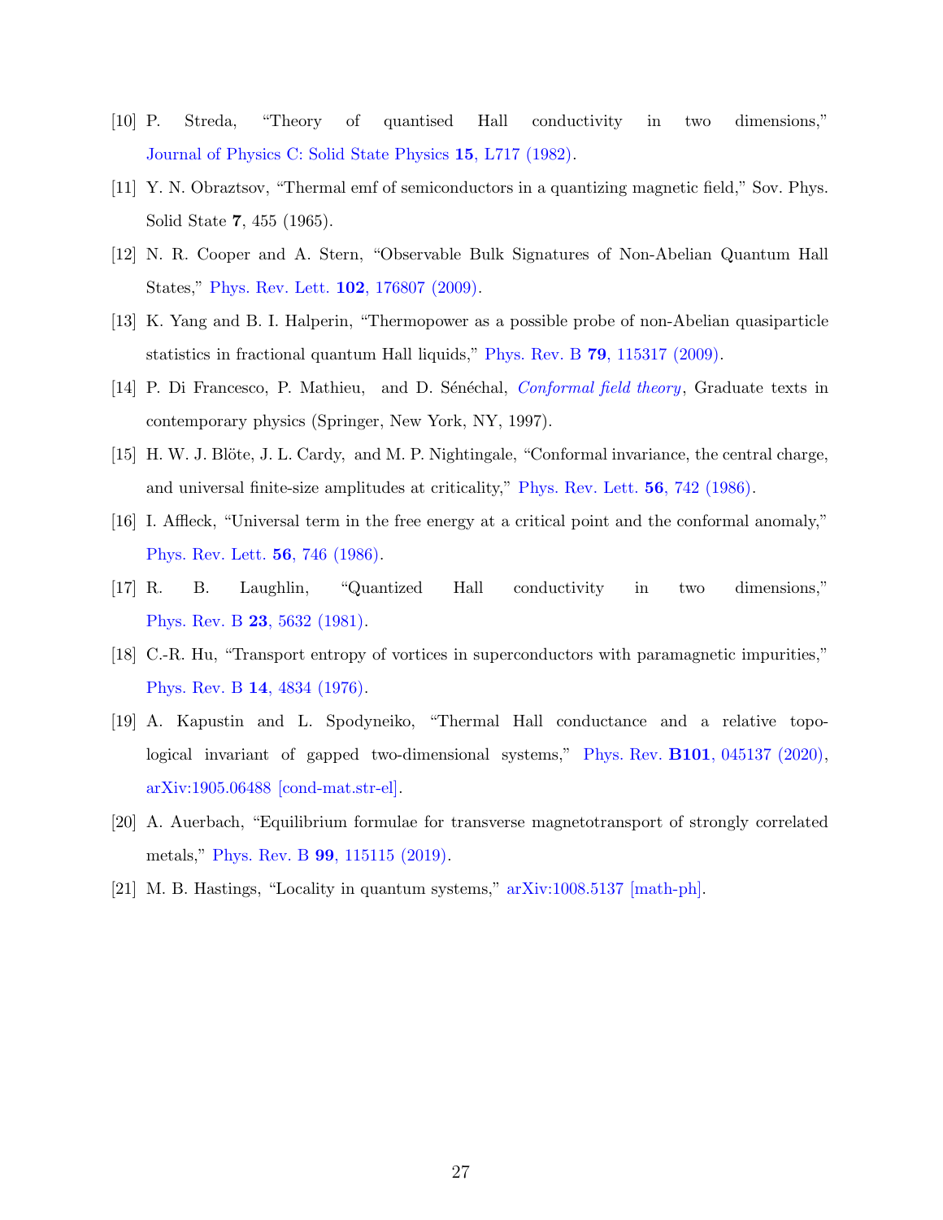[10] P. Streda, "Theory of quantised Hall conductivity in two dimensions," Journal of Physics C: Solid State Physics **15**, L717 (1982).

[11] Y. N. Obraztsov, "Thermal emf of semiconductors in a quantizing magnetic field," Sov. Phys. Solid State **7**, 455 (1965).

[12] N. R. Cooper and A. Stern, "Observable Bulk Signatures of Non-Abelian Quantum Hall States," Phys. Rev. Lett. **102**, 176807 (2009).

[13] K. Yang and B. I. Halperin, "Thermopower as a possible probe of non-Abelian quasiparticle statistics in fractional quantum Hall liquids," Phys. Rev. B **79**, 115317 (2009).

[14] P. Di Francesco, P. Mathieu, and D. Sénéchal, *Conformal field theory*, Graduate texts in contemporary physics (Springer, New York, NY, 1997).

[15] H. W. J. Blöte, J. L. Cardy, and M. P. Nightingale, "Conformal invariance, the central charge, and universal finite-size amplitudes at criticality," Phys. Rev. Lett. **56**, 742 (1986).

[16] I. Affleck, "Universal term in the free energy at a critical point and the conformal anomaly," Phys. Rev. Lett. **56**, 746 (1986).

[17] R. B. Laughlin, "Quantized Hall conductivity in two dimensions," Phys. Rev. B **23**, 5632 (1981).

[18] C.-R. Hu, "Transport entropy of vortices in superconductors with paramagnetic impurities," Phys. Rev. B **14**, 4834 (1976).

[19] A. Kapustin and L. Spodyneiko, "Thermal Hall conductance and a relative topological invariant of gapped two-dimensional systems," Phys. Rev. **B101**, 045137 (2020), arXiv:1905.06488 [cond-mat.str-el].

[20] A. Auerbach, "Equilibrium formulae for transverse magnetotransport of strongly correlated metals," Phys. Rev. B **99**, 115115 (2019).

[21] M. B. Hastings, "Locality in quantum systems," arXiv:1008.5137 [math-ph].